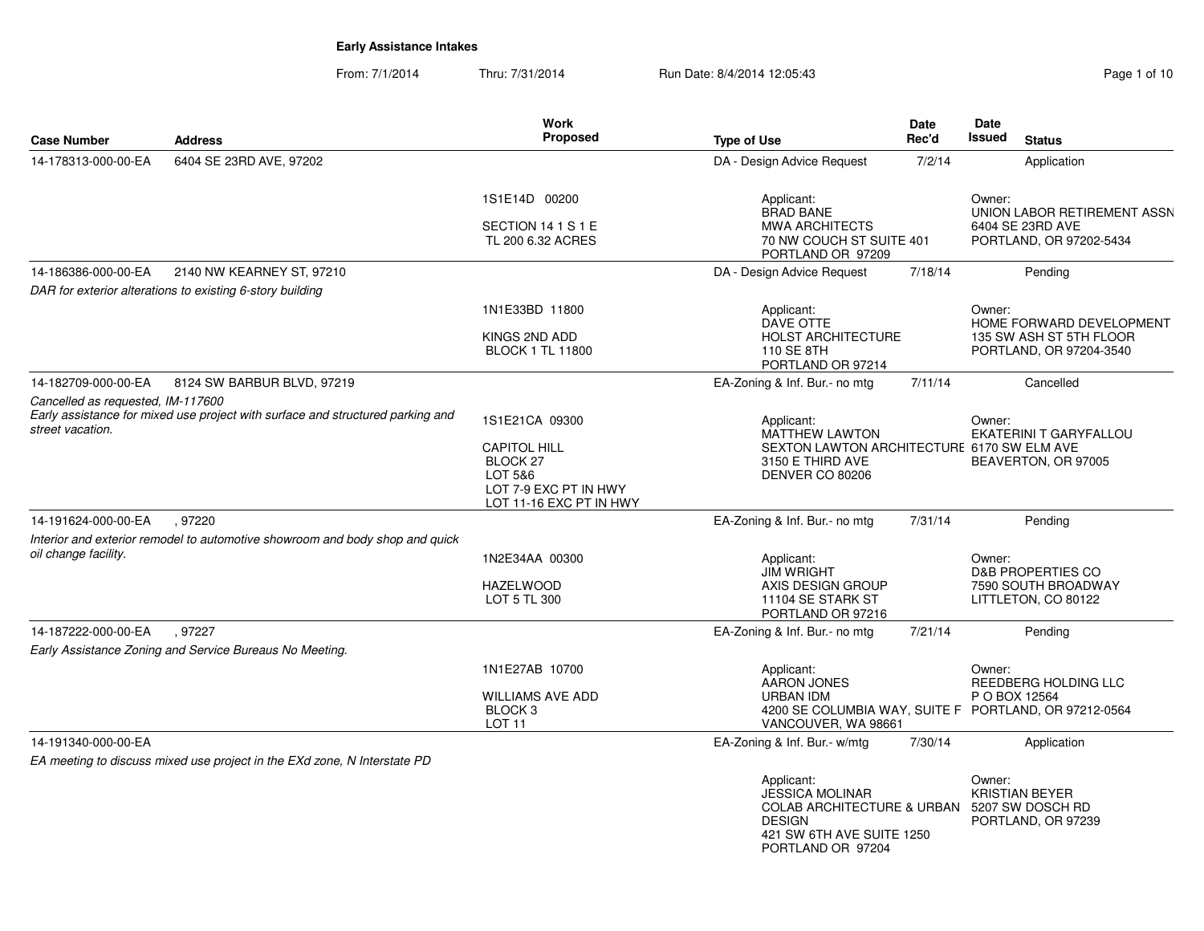# Early Assistance Intakes

From: 7/1/2014 Thru: 7/31/2014 Run Date: 8/4/2014 12:05:43

| Case Number | Address | Work Proposed | Type of Use | Date Rec'd | Date Issued | Status |
|---|---|---|---|---|---|---|
| 14-178313-000-00-EA | 6404 SE 23RD AVE, 97202 | | DA - Design Advice Request | 7/2/14 | | Application |
| | | 1S1E14D 00200<br>SECTION 14 1 S 1 E<br>TL 200 6.32 ACRES | Applicant:<br>BRAD BANE<br>MWA ARCHITECTS<br>70 NW COUCH ST SUITE 401<br>PORTLAND OR 97209 | | Owner:<br>UNION LABOR RETIREMENT ASSN<br>6404 SE 23RD AVE<br>PORTLAND, OR 97202-5434 | |
| 14-186386-000-00-EA | 2140 NW KEARNEY ST, 97210 | | DA - Design Advice Request | 7/18/14 | | Pending |
| *DAR for exterior alterations to existing 6-story building* | | 1N1E33BD 11800<br>KINGS 2ND ADD<br>BLOCK 1 TL 11800 | Applicant:<br>DAVE OTTE<br>HOLST ARCHITECTURE<br>110 SE 8TH<br>PORTLAND OR 97214 | | Owner:<br>HOME FORWARD DEVELOPMENT<br>135 SW ASH ST 5TH FLOOR<br>PORTLAND, OR 97204-3540 | |
| 14-182709-000-00-EA | 8124 SW BARBUR BLVD, 97219 | | EA-Zoning & Inf. Bur.- no mtg | 7/11/14 | | Cancelled |
| *Cancelled as requested, IM-117600*<br>*Early assistance for mixed use project with surface and structured parking and street vacation.* | | 1S1E21CA 09300<br>CAPITOL HILL<br>BLOCK 27<br>LOT 5&6<br>LOT 7-9 EXC PT IN HWY<br>LOT 11-16 EXC PT IN HWY | Applicant:<br>MATTHEW LAWTON<br>SEXTON LAWTON ARCHITECTURE<br>3150 E THIRD AVE<br>DENVER CO 80206 | | Owner:<br>EKATERINI T GARYFALLOU<br>6170 SW ELM AVE<br>BEAVERTON, OR 97005 | |
| 14-191624-000-00-EA | , 97220 | | EA-Zoning & Inf. Bur.- no mtg | 7/31/14 | | Pending |
| *Interior and exterior remodel to automotive showroom and body shop and quick oil change facility.* | | 1N2E34AA 00300<br>HAZELWOOD<br>LOT 5 TL 300 | Applicant:<br>JIM WRIGHT<br>AXIS DESIGN GROUP<br>11104 SE STARK ST<br>PORTLAND OR 97216 | | Owner:<br>D&B PROPERTIES CO<br>7590 SOUTH BROADWAY<br>LITTLETON, CO 80122 | |
| 14-187222-000-00-EA | , 97227 | | EA-Zoning & Inf. Bur.- no mtg | 7/21/14 | | Pending |
| *Early Assistance Zoning and Service Bureaus No Meeting.* | | 1N1E27AB 10700<br>WILLIAMS AVE ADD<br>BLOCK 3<br>LOT 11 | Applicant:<br>AARON JONES<br>URBAN IDM<br>4200 SE COLUMBIA WAY, SUITE F<br>VANCOUVER, WA 98661 | | Owner:<br>REEDBERG HOLDING LLC<br>P O BOX 12564<br>PORTLAND, OR 97212-0564 | |
| 14-191340-000-00-EA | | | EA-Zoning & Inf. Bur.- w/mtg | 7/30/14 | | Application |
| *EA meeting to discuss mixed use project in the EXd zone, N Interstate PD* | | | Applicant:<br>JESSICA MOLINAR<br>COLAB ARCHITECTURE & URBAN DESIGN<br>421 SW 6TH AVE SUITE 1250<br>PORTLAND OR 97204 | | Owner:<br>KRISTIAN BEYER<br>5207 SW DOSCH RD<br>PORTLAND, OR 97239 | |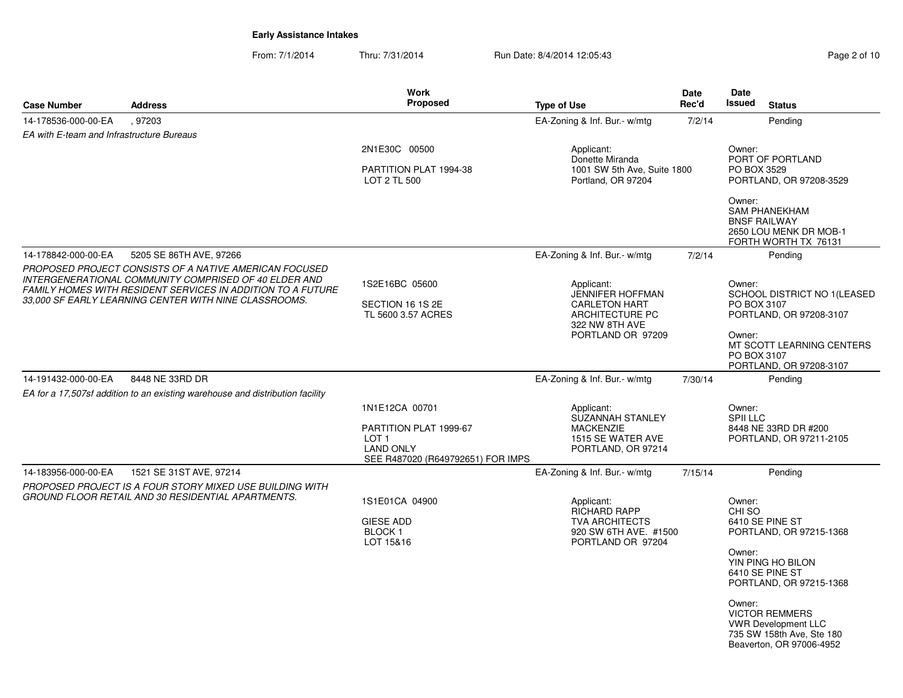**Early Assistance Intakes**

From: 7/1/2014 Thru: 7/31/2014 Run Date: 8/4/2014 12:05:43

| Case Number | Address | Work Proposed | Type of Use | Date Rec'd | Date Issued | Status |
|---|---|---|---|---|---|---|
| 14-178536-000-00-EA | , 97203 | | EA-Zoning & Inf. Bur.- w/mtg | 7/2/14 | | Pending |
| *EA with E-team and Infrastructure Bureaus* | | 2N1E30C 00500<br><br>PARTITION PLAT 1994-38<br>LOT 2 TL 500 | Applicant:<br>Donette Miranda<br>1001 SW 5th Ave, Suite 1800<br>Portland, OR 97204 | | Owner:<br>PORT OF PORTLAND<br>PO BOX 3529<br>PORTLAND, OR 97208-3529<br><br>Owner:<br>SAM PHANEKHAM<br>BNSF RAILWAY<br>2650 LOU MENK DR MOB-1<br>FORTH WORTH TX 76131 | |
| 14-178842-000-00-EA | 5205 SE 86TH AVE, 97266 | | EA-Zoning & Inf. Bur.- w/mtg | 7/2/14 | | Pending |
| *PROPOSED PROJECT CONSISTS OF A NATIVE AMERICAN FOCUSED INTERGENERATIONAL COMMUNITY COMPRISED OF 40 ELDER AND FAMILY HOMES WITH RESIDENT SERVICES IN ADDITION TO A FUTURE 33,000 SF EARLY LEARNING CENTER WITH NINE CLASSROOMS.* | | 1S2E16BC 05600<br><br>SECTION 16 1S 2E<br>TL 5600 3.57 ACRES | Applicant:<br>JENNIFER HOFFMAN<br>CARLETON HART ARCHITECTURE PC<br>322 NW 8TH AVE<br>PORTLAND OR 97209 | | Owner:<br>SCHOOL DISTRICT NO 1(LEASED<br>PO BOX 3107<br>PORTLAND, OR 97208-3107<br><br>Owner:<br>MT SCOTT LEARNING CENTERS<br>PO BOX 3107<br>PORTLAND, OR 97208-3107 | |
| 14-191432-000-00-EA | 8448 NE 33RD DR | | EA-Zoning & Inf. Bur.- w/mtg | 7/30/14 | | Pending |
| *EA for a 17,507sf addition to an existing warehouse and distribution facility* | | 1N1E12CA 00701<br><br>PARTITION PLAT 1999-67<br>LOT 1<br>LAND ONLY<br>SEE R487020 (R649792651) FOR IMPS | Applicant:<br>SUZANNAH STANLEY<br>MACKENZIE<br>1515 SE WATER AVE<br>PORTLAND, OR 97214 | | Owner:<br>SPII LLC<br>8448 NE 33RD DR #200<br>PORTLAND, OR 97211-2105 | |
| 14-183956-000-00-EA | 1521 SE 31ST AVE, 97214 | | EA-Zoning & Inf. Bur.- w/mtg | 7/15/14 | | Pending |
| *PROPOSED PROJECT IS A FOUR STORY MIXED USE BUILDING WITH GROUND FLOOR RETAIL AND 30 RESIDENTIAL APARTMENTS.* | | 1S1E01CA 04900<br><br>GIESE ADD<br>BLOCK 1<br>LOT 15&16 | Applicant:<br>RICHARD RAPP<br>TVA ARCHITECTS<br>920 SW 6TH AVE. #1500<br>PORTLAND OR 97204 | | Owner:<br>CHI SO<br>6410 SE PINE ST<br>PORTLAND, OR 97215-1368<br><br>Owner:<br>YIN PING HO BILON<br>6410 SE PINE ST<br>PORTLAND, OR 97215-1368<br><br>Owner:<br>VICTOR REMMERS<br>VWR Development LLC<br>735 SW 158th Ave, Ste 180<br>Beaverton, OR 97006-4952 | |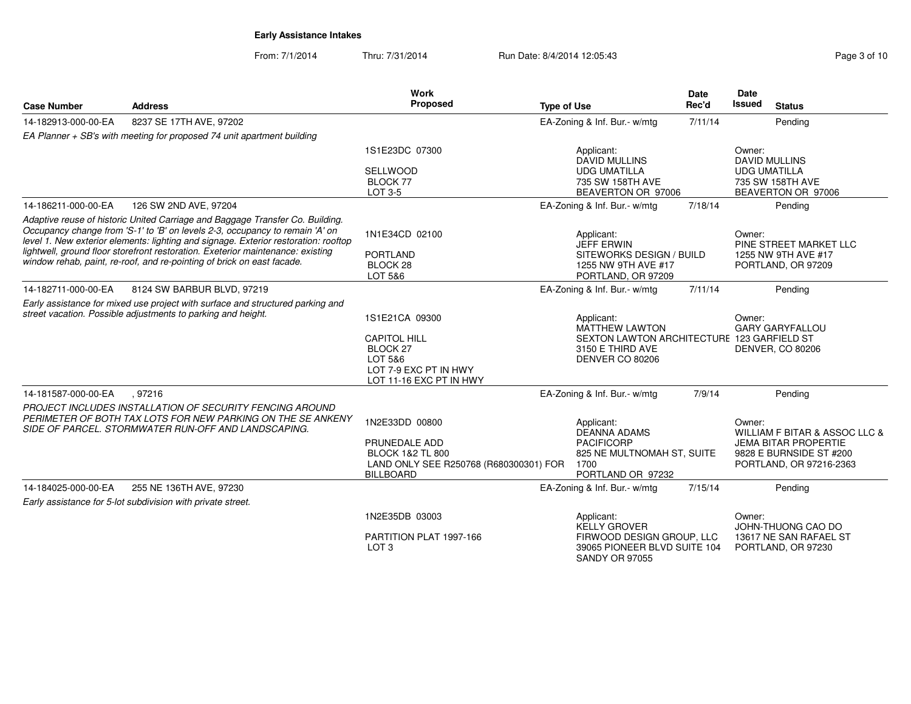**Early Assistance Intakes**

From: 7/1/2014 Thru: 7/31/2014 Run Date: 8/4/2014 12:05:43

| Case Number | Address | Work Proposed | Type of Use | Date Rec'd | Date Issued | Status |
|---|---|---|---|---|---|---|
| 14-182913-000-00-EA | 8237 SE 17TH AVE, 97202 | | EA-Zoning & Inf. Bur.- w/mtg | 7/11/14 | | Pending |
| *EA Planner + SB's with meeting for proposed 74 unit apartment building* | | 1S1E23DC 07300<br>SELLWOOD<br>BLOCK 77<br>LOT 3-5 | Applicant:<br>DAVID MULLINS<br>UDG UMATILLA<br>735 SW 158TH AVE<br>BEAVERTON OR 97006 | | Owner:<br>DAVID MULLINS<br>UDG UMATILLA<br>735 SW 158TH AVE<br>BEAVERTON OR 97006 | |
| 14-186211-000-00-EA | 126 SW 2ND AVE, 97204 | | EA-Zoning & Inf. Bur.- w/mtg | 7/18/14 | | Pending |
| *Adaptive reuse of historic United Carriage and Baggage Transfer Co. Building. Occupancy change from 'S-1' to 'B' on levels 2-3, occupancy to remain 'A' on level 1. New exterior elements: lighting and signage. Exterior restoration: rooftop lightwell, ground floor storefront restoration. Exeterior maintenance: existing window rehab, paint, re-roof, and re-pointing of brick on east facade.* | | 1N1E34CD 02100<br>PORTLAND<br>BLOCK 28<br>LOT 5&6 | Applicant:<br>JEFF ERWIN<br>SITEWORKS DESIGN / BUILD<br>1255 NW 9TH AVE #17<br>PORTLAND, OR 97209 | | Owner:<br>PINE STREET MARKET LLC<br>1255 NW 9TH AVE #17<br>PORTLAND, OR 97209 | |
| 14-182711-000-00-EA | 8124 SW BARBUR BLVD, 97219 | | EA-Zoning & Inf. Bur.- w/mtg | 7/11/14 | | Pending |
| *Early assistance for mixed use project with surface and structured parking and street vacation. Possible adjustments to parking and height.* | | 1S1E21CA 09300<br>CAPITOL HILL<br>BLOCK 27<br>LOT 5&6<br>LOT 7-9 EXC PT IN HWY<br>LOT 11-16 EXC PT IN HWY | Applicant:<br>MATTHEW LAWTON<br>SEXTON LAWTON ARCHITECTURE<br>3150 E THIRD AVE<br>DENVER CO 80206 | | Owner:<br>GARY GARYFALLOU<br>123 GARFIELD ST<br>DENVER, CO 80206 | |
| 14-181587-000-00-EA | , 97216 | | EA-Zoning & Inf. Bur.- w/mtg | 7/9/14 | | Pending |
| *PROJECT INCLUDES INSTALLATION OF SECURITY FENCING AROUND PERIMETER OF BOTH TAX LOTS FOR NEW PARKING ON THE SE ANKENY SIDE OF PARCEL. STORMWATER RUN-OFF AND LANDSCAPING.* | | 1N2E33DD 00800<br>PRUNEDALE ADD<br>BLOCK 1&2 TL 800<br>LAND ONLY SEE R250768 (R680300301) FOR BILLBOARD | Applicant:<br>DEANNA ADAMS<br>PACIFICORP<br>825 NE MULTNOMAH ST, SUITE 1700<br>PORTLAND OR 97232 | | Owner:<br>WILLIAM F BITAR & ASSOC LLC &<br>JEMA BITAR PROPERTIE<br>9828 E BURNSIDE ST #200<br>PORTLAND, OR 97216-2363 | |
| 14-184025-000-00-EA | 255 NE 136TH AVE, 97230 | | EA-Zoning & Inf. Bur.- w/mtg | 7/15/14 | | Pending |
| *Early assistance for 5-lot subdivision with private street.* | | 1N2E35DB 03003<br>PARTITION PLAT 1997-166<br>LOT 3 | Applicant:<br>KELLY GROVER<br>FIRWOOD DESIGN GROUP, LLC<br>39065 PIONEER BLVD SUITE 104<br>SANDY OR 97055 | | Owner:<br>JOHN-THUONG CAO DO<br>13617 NE SAN RAFAEL ST<br>PORTLAND, OR 97230 | |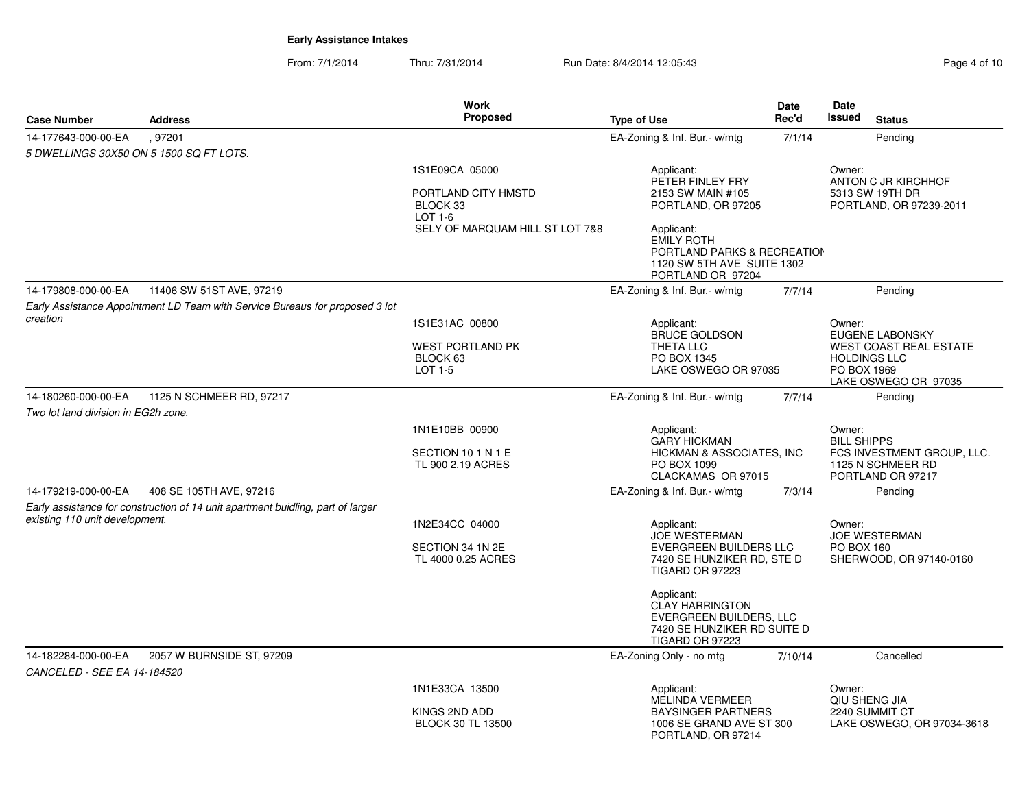**Early Assistance Intakes**

From: 7/1/2014 Thru: 7/31/2014 Run Date: 8/4/2014 12:05:43

| Case Number | Address | Work Proposed | Type of Use | Date Rec'd | Date Issued | Status |
|---|---|---|---|---|---|---|
| 14-177643-000-00-EA | , 97201 | | EA-Zoning & Inf. Bur.- w/mtg | 7/1/14 | | Pending |
| *5 DWELLINGS 30X50 ON 5 1500 SQ FT LOTS.* | | 1S1E09CA 05000<br><br>PORTLAND CITY HMSTD<br>BLOCK 33<br>LOT 1-6<br>SELY OF MARQUAM HILL ST LOT 7&8 | Applicant:<br>PETER FINLEY FRY<br>2153 SW MAIN #105<br>PORTLAND, OR 97205<br><br>Applicant:<br>EMILY ROTH<br>PORTLAND PARKS & RECREATION<br>1120 SW 5TH AVE SUITE 1302<br>PORTLAND OR 97204 | | Owner:<br>ANTON C JR KIRCHHOF<br>5313 SW 19TH DR<br>PORTLAND, OR 97239-2011 | |
| 14-179808-000-00-EA | 11406 SW 51ST AVE, 97219 | | EA-Zoning & Inf. Bur.- w/mtg | 7/7/14 | | Pending |
| *Early Assistance Appointment LD Team with Service Bureaus for proposed 3 lot creation* | | 1S1E31AC 00800<br><br>WEST PORTLAND PK<br>BLOCK 63<br>LOT 1-5 | Applicant:<br>BRUCE GOLDSON<br>THETA LLC<br>PO BOX 1345<br>LAKE OSWEGO OR 97035 | | Owner:<br>EUGENE LABONSKY<br>WEST COAST REAL ESTATE HOLDINGS LLC<br>PO BOX 1969<br>LAKE OSWEGO OR 97035 | |
| 14-180260-000-00-EA | 1125 N SCHMEER RD, 97217 | | EA-Zoning & Inf. Bur.- w/mtg | 7/7/14 | | Pending |
| *Two lot land division in EG2h zone.* | | 1N1E10BB 00900<br><br>SECTION 10 1 N 1 E<br>TL 900 2.19 ACRES | Applicant:<br>GARY HICKMAN<br>HICKMAN & ASSOCIATES, INC<br>PO BOX 1099<br>CLACKAMAS OR 97015 | | Owner:<br>BILL SHIPPS<br>FCS INVESTMENT GROUP, LLC.<br>1125 N SCHMEER RD<br>PORTLAND OR 97217 | |
| 14-179219-000-00-EA | 408 SE 105TH AVE, 97216 | | EA-Zoning & Inf. Bur.- w/mtg | 7/3/14 | | Pending |
| *Early assistance for construction of 14 unit apartment buidling, part of larger existing 110 unit development.* | | 1N2E34CC 04000<br><br>SECTION 34 1N 2E<br>TL 4000 0.25 ACRES | Applicant:<br>JOE WESTERMAN<br>EVERGREEN BUILDERS LLC<br>7420 SE HUNZIKER RD, STE D<br>TIGARD OR 97223<br><br>Applicant:<br>CLAY HARRINGTON<br>EVERGREEN BUILDERS, LLC<br>7420 SE HUNZIKER RD SUITE D<br>TIGARD OR 97223 | | Owner:<br>JOE WESTERMAN<br>PO BOX 160<br>SHERWOOD, OR 97140-0160 | |
| 14-182284-000-00-EA | 2057 W BURNSIDE ST, 97209 | | EA-Zoning Only - no mtg | 7/10/14 | | Cancelled |
| *CANCELED - SEE EA 14-184520* | | 1N1E33CA 13500<br><br>KINGS 2ND ADD<br>BLOCK 30 TL 13500 | Applicant:<br>MELINDA VERMEER<br>BAYSINGER PARTNERS<br>1006 SE GRAND AVE ST 300<br>PORTLAND, OR 97214 | | Owner:<br>QIU SHENG JIA<br>2240 SUMMIT CT<br>LAKE OSWEGO, OR 97034-3618 | |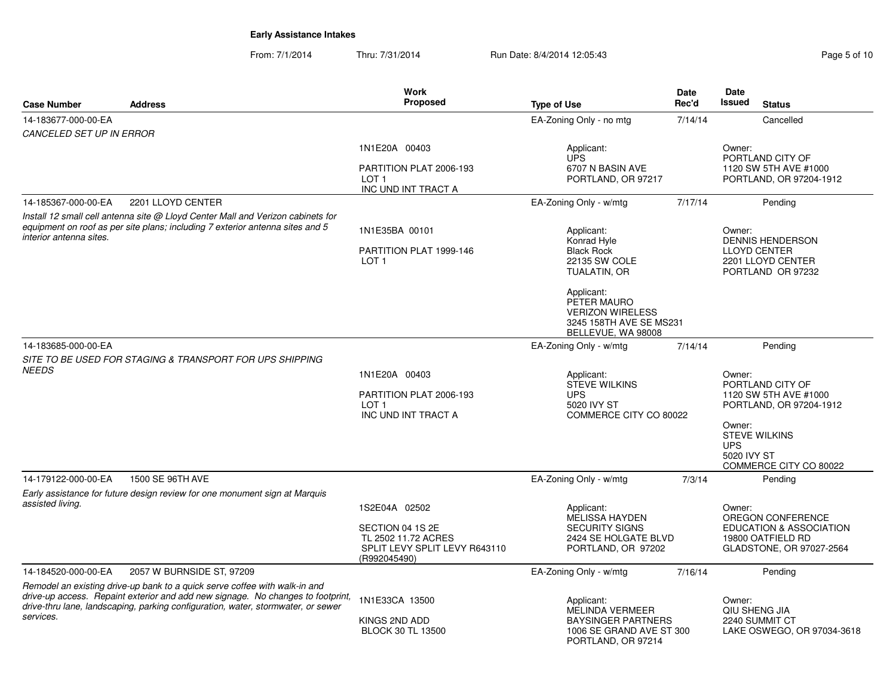**Early Assistance Intakes**

From: 7/1/2014 Thru: 7/31/2014 Run Date: 8/4/2014 12:05:43

| Case Number | Address | Work Proposed | Type of Use | Date Rec'd | Date Issued | Status |
|---|---|---|---|---|---|---|
| 14-183677-000-00-EA | | | EA-Zoning Only - no mtg | 7/14/14 | | Cancelled |
| *CANCELED SET UP IN ERROR* | | 1N1E20A 00403<br>PARTITION PLAT 2006-193<br>LOT 1<br>INC UND INT TRACT A | Applicant:<br>UPS<br>6707 N BASIN AVE<br>PORTLAND, OR 97217 | | Owner:<br>PORTLAND CITY OF<br>1120 SW 5TH AVE #1000<br>PORTLAND, OR 97204-1912 | |
| 14-185367-000-00-EA | 2201 LLOYD CENTER | | EA-Zoning Only - w/mtg | 7/17/14 | | Pending |
| *Install 12 small cell antenna site @ Lloyd Center Mall and Verizon cabinets for equipment on roof as per site plans; including 7 exterior antenna sites and 5 interior antenna sites.* | | 1N1E35BA 00101<br>PARTITION PLAT 1999-146<br>LOT 1 | Applicant:<br>Konrad Hyle<br>Black Rock<br>22135 SW COLE<br>TUALATIN, OR<br><br>Applicant:<br>PETER MAURO<br>VERIZON WIRELESS<br>3245 158TH AVE SE MS231<br>BELLEVUE, WA 98008 | | Owner:<br>DENNIS HENDERSON<br>LLOYD CENTER<br>2201 LLOYD CENTER<br>PORTLAND OR 97232 | |
| 14-183685-000-00-EA | | | EA-Zoning Only - w/mtg | 7/14/14 | | Pending |
| *SITE TO BE USED FOR STAGING & TRANSPORT FOR UPS SHIPPING NEEDS* | | 1N1E20A 00403<br>PARTITION PLAT 2006-193<br>LOT 1<br>INC UND INT TRACT A | Applicant:<br>STEVE WILKINS<br>UPS<br>5020 IVY ST<br>COMMERCE CITY CO 80022 | | Owner:<br>PORTLAND CITY OF<br>1120 SW 5TH AVE #1000<br>PORTLAND, OR 97204-1912<br><br>Owner:<br>STEVE WILKINS<br>UPS<br>5020 IVY ST<br>COMMERCE CITY CO 80022 | |
| 14-179122-000-00-EA | 1500 SE 96TH AVE | | EA-Zoning Only - w/mtg | 7/3/14 | | Pending |
| *Early assistance for future design review for one monument sign at Marquis assisted living.* | | 1S2E04A 02502<br>SECTION 04 1S 2E<br>TL 2502 11.72 ACRES<br>SPLIT LEVY SPLIT LEVY R643110 (R992045490) | Applicant:<br>MELISSA HAYDEN<br>SECURITY SIGNS<br>2424 SE HOLGATE BLVD<br>PORTLAND, OR 97202 | | Owner:<br>OREGON CONFERENCE<br>EDUCATION & ASSOCIATION<br>19800 OATFIELD RD<br>GLADSTONE, OR 97027-2564 | |
| 14-184520-000-00-EA | 2057 W BURNSIDE ST, 97209 | | EA-Zoning Only - w/mtg | 7/16/14 | | Pending |
| *Remodel an existing drive-up bank to a quick serve coffee with walk-in and drive-up access. Repaint exterior and add new signage. No changes to footprint, drive-thru lane, landscaping, parking configuration, water, stormwater, or sewer services.* | | 1N1E33CA 13500<br>KINGS 2ND ADD<br>BLOCK 30 TL 13500 | Applicant:<br>MELINDA VERMEER<br>BAYSINGER PARTNERS<br>1006 SE GRAND AVE ST 300<br>PORTLAND, OR 97214 | | Owner:<br>QIU SHENG JIA<br>2240 SUMMIT CT<br>LAKE OSWEGO, OR 97034-3618 | |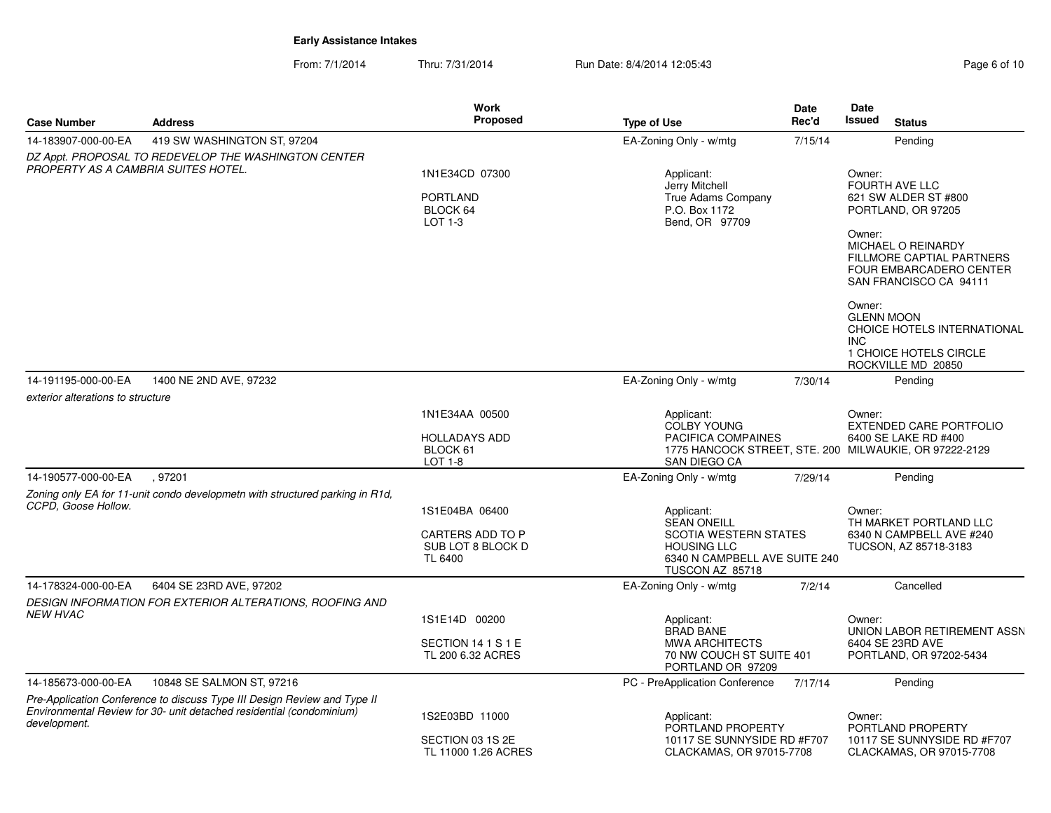**Early Assistance Intakes**

From: 7/1/2014 Thru: 7/31/2014 Run Date: 8/4/2014 12:05:43

| Case Number | Address | Work Proposed | Type of Use | Date Rec'd | Date Issued | Status |
|---|---|---|---|---|---|---|
| 14-183907-000-00-EA | 419 SW WASHINGTON ST, 97204 | | EA-Zoning Only - w/mtg | 7/15/14 | | Pending |
| *DZ Appt. PROPOSAL TO REDEVELOP THE WASHINGTON CENTER PROPERTY AS A CAMBRIA SUITES HOTEL.* | | 1N1E34CD 07300<br><br>PORTLAND<br>BLOCK 64<br>LOT 1-3 | Applicant:<br>Jerry Mitchell<br>True Adams Company<br>P.O. Box 1172<br>Bend, OR 97709 | | Owner:<br>FOURTH AVE LLC<br>621 SW ALDER ST #800<br>PORTLAND, OR 97205<br><br>Owner:<br>MICHAEL O REINARDY<br>FILLMORE CAPTIAL PARTNERS<br>FOUR EMBARCADERO CENTER<br>SAN FRANCISCO CA 94111<br><br>Owner:<br>GLENN MOON<br>CHOICE HOTELS INTERNATIONAL INC<br>1 CHOICE HOTELS CIRCLE<br>ROCKVILLE MD 20850 | |
| 14-191195-000-00-EA | 1400 NE 2ND AVE, 97232 | | EA-Zoning Only - w/mtg | 7/30/14 | | Pending |
| *exterior alterations to structure* | | 1N1E34AA 00500<br><br>HOLLADAYS ADD<br>BLOCK 61<br>LOT 1-8 | Applicant:<br>COLBY YOUNG<br>PACIFICA COMPAINES<br>1775 HANCOCK STREET, STE. 200<br>SAN DIEGO CA | | Owner:<br>EXTENDED CARE PORTFOLIO<br>6400 SE LAKE RD #400<br>MILWAUKIE, OR 97222-2129 | |
| 14-190577-000-00-EA | , 97201 | | EA-Zoning Only - w/mtg | 7/29/14 | | Pending |
| *Zoning only EA for 11-unit condo developmetn with structured parking in R1d, CCPD, Goose Hollow.* | | 1S1E04BA 06400<br><br>CARTERS ADD TO P<br>SUB LOT 8 BLOCK D<br>TL 6400 | Applicant:<br>SEAN ONEILL<br>SCOTIA WESTERN STATES HOUSING LLC<br>6340 N CAMPBELL AVE SUITE 240<br>TUSCON AZ 85718 | | Owner:<br>TH MARKET PORTLAND LLC<br>6340 N CAMPBELL AVE #240<br>TUCSON, AZ 85718-3183 | |
| 14-178324-000-00-EA | 6404 SE 23RD AVE, 97202 | | EA-Zoning Only - w/mtg | 7/2/14 | | Cancelled |
| *DESIGN INFORMATION FOR EXTERIOR ALTERATIONS, ROOFING AND NEW HVAC* | | 1S1E14D 00200<br><br>SECTION 14 1 S 1 E<br>TL 200 6.32 ACRES | Applicant:<br>BRAD BANE<br>MWA ARCHITECTS<br>70 NW COUCH ST SUITE 401<br>PORTLAND OR 97209 | | Owner:<br>UNION LABOR RETIREMENT ASSN<br>6404 SE 23RD AVE<br>PORTLAND, OR 97202-5434 | |
| 14-185673-000-00-EA | 10848 SE SALMON ST, 97216 | | PC - PreApplication Conference | 7/17/14 | | Pending |
| *Pre-Application Conference to discuss Type III Design Review and Type II Environmental Review for 30- unit detached residential (condominium) development.* | | 1S2E03BD 11000<br><br>SECTION 03 1S 2E<br>TL 11000 1.26 ACRES | Applicant:<br>PORTLAND PROPERTY<br>10117 SE SUNNYSIDE RD #F707<br>CLACKAMAS, OR 97015-7708 | | Owner:<br>PORTLAND PROPERTY<br>10117 SE SUNNYSIDE RD #F707<br>CLACKAMAS, OR 97015-7708 | |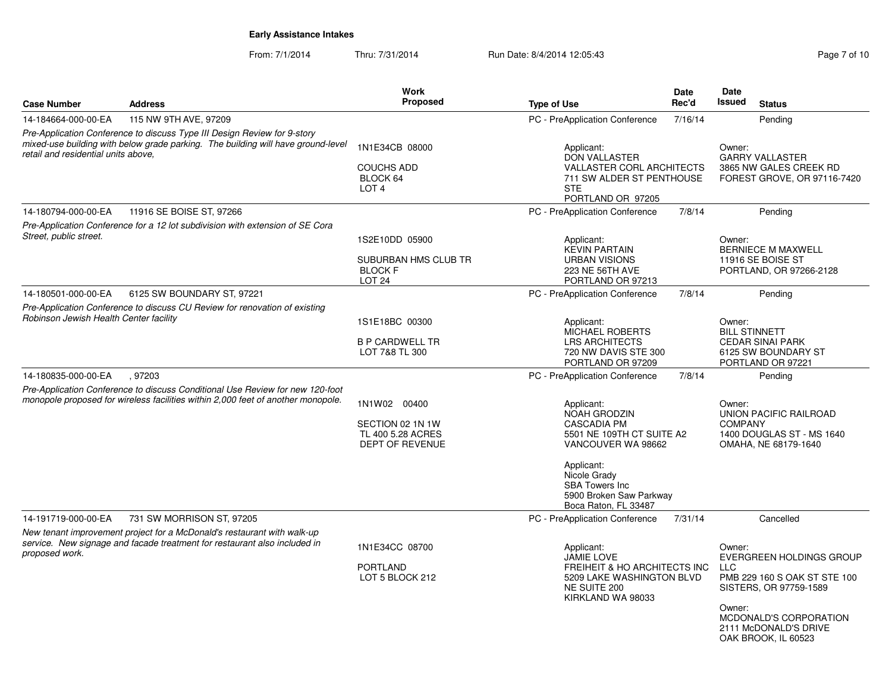**Early Assistance Intakes**

From: 7/1/2014 Thru: 7/31/2014 Run Date: 8/4/2014 12:05:43

| Case Number | Address | Work Proposed | Type of Use | Date Rec'd | Date Issued | Status |
|---|---|---|---|---|---|---|
| 14-184664-000-00-EA | 115 NW 9TH AVE, 97209 | | PC - PreApplication Conference | 7/16/14 | | Pending |
| *Pre-Application Conference to discuss Type III Design Review for 9-story mixed-use building with below grade parking. The building will have ground-level retail and residential units above,* | | 1N1E34CB 08000<br>COUCHS ADD<br>BLOCK 64<br>LOT 4 | Applicant:<br>DON VALLASTER<br>VALLASTER CORL ARCHITECTS<br>711 SW ALDER ST PENTHOUSE STE<br>PORTLAND OR 97205 | | Owner:<br>GARRY VALLASTER<br>3865 NW GALES CREEK RD<br>FOREST GROVE, OR 97116-7420 | |
| 14-180794-000-00-EA | 11916 SE BOISE ST, 97266 | | PC - PreApplication Conference | 7/8/14 | | Pending |
| *Pre-Application Conference for a 12 lot subdivision with extension of SE Cora Street, public street.* | | 1S2E10DD 05900<br>SUBURBAN HMS CLUB TR<br>BLOCK F<br>LOT 24 | Applicant:<br>KEVIN PARTAIN<br>URBAN VISIONS<br>223 NE 56TH AVE<br>PORTLAND OR 97213 | | Owner:<br>BERNIECE M MAXWELL<br>11916 SE BOISE ST<br>PORTLAND, OR 97266-2128 | |
| 14-180501-000-00-EA | 6125 SW BOUNDARY ST, 97221 | | PC - PreApplication Conference | 7/8/14 | | Pending |
| *Pre-Application Conference to discuss CU Review for renovation of existing Robinson Jewish Health Center facility* | | 1S1E18BC 00300<br>B P CARDWELL TR<br>LOT 7&8 TL 300 | Applicant:<br>MICHAEL ROBERTS<br>LRS ARCHITECTS<br>720 NW DAVIS STE 300<br>PORTLAND OR 97209 | | Owner:<br>BILL STINNETT<br>CEDAR SINAI PARK<br>6125 SW BOUNDARY ST<br>PORTLAND OR 97221 | |
| 14-180835-000-00-EA | , 97203 | | PC - PreApplication Conference | 7/8/14 | | Pending |
| *Pre-Application Conference to discuss Conditional Use Review for new 120-foot monopole proposed for wireless facilities within 2,000 feet of another monopole.* | | 1N1W02 00400<br>SECTION 02 1N 1W<br>TL 400 5.28 ACRES<br>DEPT OF REVENUE | Applicant:<br>NOAH GRODZIN<br>CASCADIA PM<br>5501 NE 109TH CT SUITE A2<br>VANCOUVER WA 98662<br><br>Applicant:<br>Nicole Grady<br>SBA Towers Inc<br>5900 Broken Saw Parkway<br>Boca Raton, FL 33487 | | Owner:<br>UNION PACIFIC RAILROAD COMPANY<br>1400 DOUGLAS ST - MS 1640<br>OMAHA, NE 68179-1640 | |
| 14-191719-000-00-EA | 731 SW MORRISON ST, 97205 | | PC - PreApplication Conference | 7/31/14 | | Cancelled |
| *New tenant improvement project for a McDonald's restaurant with walk-up service. New signage and facade treatment for restaurant also included in proposed work.* | | 1N1E34CC 08700<br>PORTLAND<br>LOT 5 BLOCK 212 | Applicant:<br>JAMIE LOVE<br>FREIHEIT & HO ARCHITECTS INC<br>5209 LAKE WASHINGTON BLVD NE SUITE 200<br>KIRKLAND WA 98033 | | Owner:<br>EVERGREEN HOLDINGS GROUP LLC<br>PMB 229 160 S OAK ST STE 100<br>SISTERS, OR 97759-1589<br><br>Owner:<br>MCDONALD'S CORPORATION<br>2111 McDONALD'S DRIVE<br>OAK BROOK, IL 60523 | |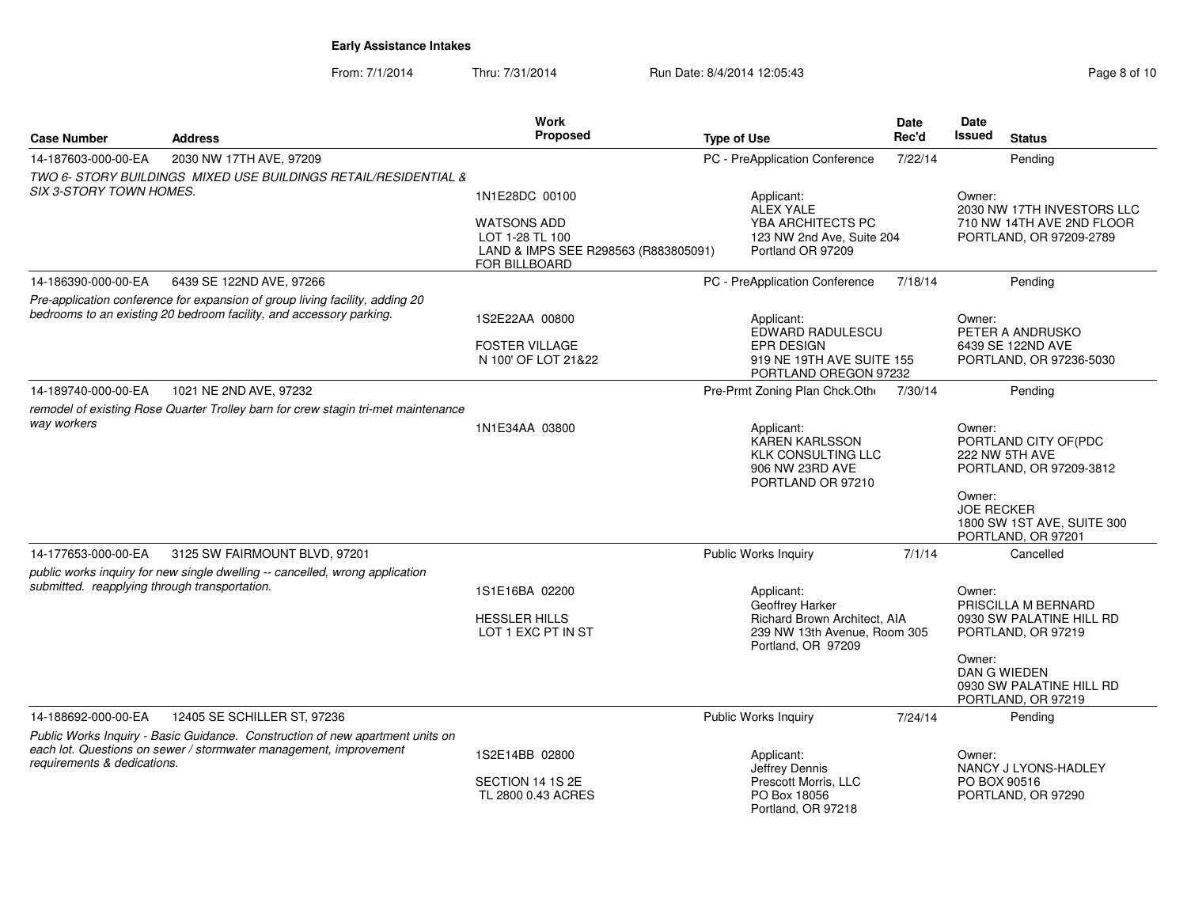**Early Assistance Intakes**

From: 7/1/2014 Thru: 7/31/2014 Run Date: 8/4/2014 12:05:43

| Case Number | Address | Work Proposed | Type of Use | Date Rec'd | Date Issued | Status |
|---|---|---|---|---|---|---|
| 14-187603-000-00-EA | 2030 NW 17TH AVE, 97209 | | PC - PreApplication Conference | 7/22/14 | | Pending |
| *TWO 6- STORY BUILDINGS MIXED USE BUILDINGS RETAIL/RESIDENTIAL & SIX 3-STORY TOWN HOMES.* | | 1N1E28DC 00100<br><br>WATSONS ADD<br>LOT 1-28 TL 100<br>LAND & IMPS SEE R298563 (R883805091) FOR BILLBOARD | Applicant:<br>ALEX YALE<br>YBA ARCHITECTS PC<br>123 NW 2nd Ave, Suite 204<br>Portland OR 97209 | | Owner:<br>2030 NW 17TH INVESTORS LLC<br>710 NW 14TH AVE 2ND FLOOR<br>PORTLAND, OR 97209-2789 | |
| 14-186390-000-00-EA | 6439 SE 122ND AVE, 97266 | | PC - PreApplication Conference | 7/18/14 | | Pending |
| *Pre-application conference for expansion of group living facility, adding 20 bedrooms to an existing 20 bedroom facility, and accessory parking.* | | 1S2E22AA 00800<br><br>FOSTER VILLAGE<br>N 100' OF LOT 21&22 | Applicant:<br>EDWARD RADULESCU<br>EPR DESIGN<br>919 NE 19TH AVE SUITE 155<br>PORTLAND OREGON 97232 | | Owner:<br>PETER A ANDRUSKO<br>6439 SE 122ND AVE<br>PORTLAND, OR 97236-5030 | |
| 14-189740-000-00-EA | 1021 NE 2ND AVE, 97232 | | Pre-Prmt Zoning Plan Chck.Oth | 7/30/14 | | Pending |
| *remodel of existing Rose Quarter Trolley barn for crew stagin tri-met maintenance way workers* | | 1N1E34AA 03800 | Applicant:<br>KAREN KARLSSON<br>KLK CONSULTING LLC<br>906 NW 23RD AVE<br>PORTLAND OR 97210 | | Owner:<br>PORTLAND CITY OF(PDC<br>222 NW 5TH AVE<br>PORTLAND, OR 97209-3812<br><br>Owner:<br>JOE RECKER<br>1800 SW 1ST AVE, SUITE 300<br>PORTLAND, OR 97201 | |
| 14-177653-000-00-EA | 3125 SW FAIRMOUNT BLVD, 97201 | | Public Works Inquiry | 7/1/14 | | Cancelled |
| *public works inquiry for new single dwelling -- cancelled, wrong application submitted. reapplying through transportation.* | | 1S1E16BA 02200<br><br>HESSLER HILLS<br>LOT 1 EXC PT IN ST | Applicant:<br>Geoffrey Harker<br>Richard Brown Architect, AIA<br>239 NW 13th Avenue, Room 305<br>Portland, OR 97209 | | Owner:<br>PRISCILLA M BERNARD<br>0930 SW PALATINE HILL RD<br>PORTLAND, OR 97219<br><br>Owner:<br>DAN G WIEDEN<br>0930 SW PALATINE HILL RD<br>PORTLAND, OR 97219 | |
| 14-188692-000-00-EA | 12405 SE SCHILLER ST, 97236 | | Public Works Inquiry | 7/24/14 | | Pending |
| *Public Works Inquiry - Basic Guidance. Construction of new apartment units on each lot. Questions on sewer / stormwater management, improvement requirements & dedications.* | | 1S2E14BB 02800<br><br>SECTION 14 1S 2E<br>TL 2800 0.43 ACRES | Applicant:<br>Jeffrey Dennis<br>Prescott Morris, LLC<br>PO Box 18056<br>Portland, OR 97218 | | Owner:<br>NANCY J LYONS-HADLEY<br>PO BOX 90516<br>PORTLAND, OR 97290 | |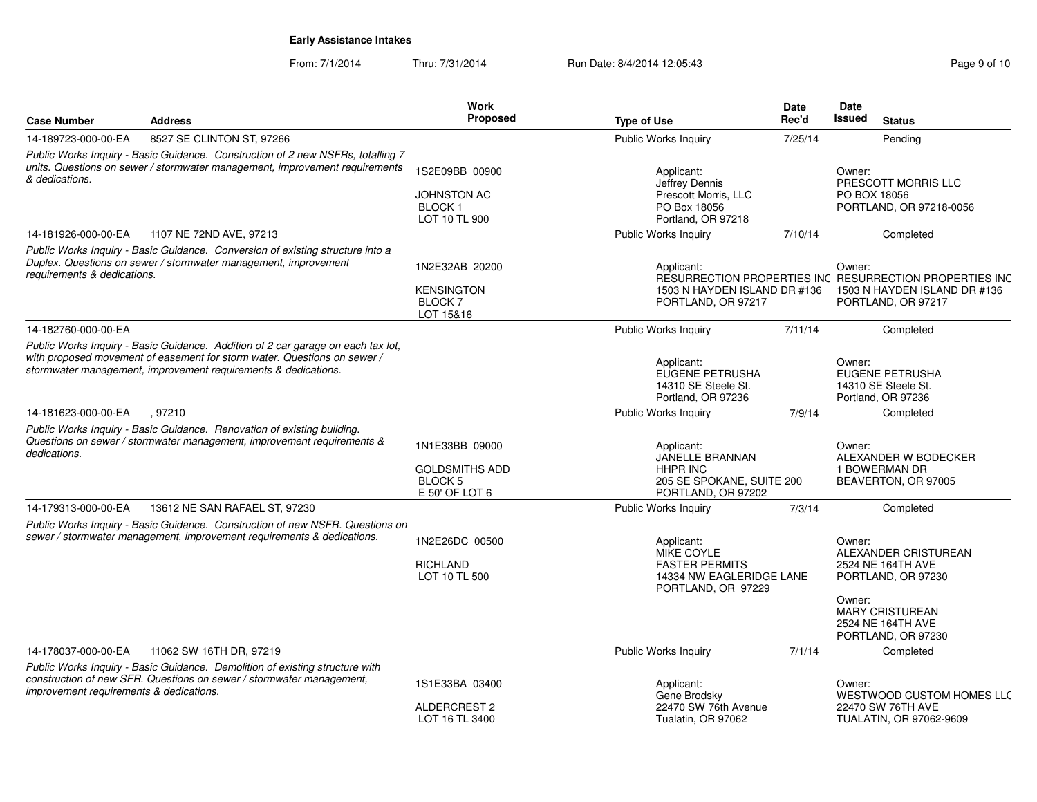**Early Assistance Intakes**

From: 7/1/2014 Thru: 7/31/2014 Run Date: 8/4/2014 12:05:43

| Case Number | Address | Work Proposed | Type of Use | Date Rec'd | Date Issued | Status |
|---|---|---|---|---|---|---|
| 14-189723-000-00-EA | 8527 SE CLINTON ST, 97266 | | Public Works Inquiry | 7/25/14 | | Pending |
| *Public Works Inquiry - Basic Guidance. Construction of 2 new NSFRs, totalling 7 units. Questions on sewer / stormwater management, improvement requirements & dedications.* | | 1S2E09BB 00900<br>JOHNSTON AC<br>BLOCK 1<br>LOT 10 TL 900 | Applicant:<br>Jeffrey Dennis<br>Prescott Morris, LLC<br>PO Box 18056<br>Portland, OR 97218 | | Owner:<br>PRESCOTT MORRIS LLC<br>PO BOX 18056<br>PORTLAND, OR 97218-0056 | |
| 14-181926-000-00-EA | 1107 NE 72ND AVE, 97213 | | Public Works Inquiry | 7/10/14 | | Completed |
| *Public Works Inquiry - Basic Guidance. Conversion of existing structure into a Duplex. Questions on sewer / stormwater management, improvement requirements & dedications.* | | 1N2E32AB 20200<br>KENSINGTON<br>BLOCK 7<br>LOT 15&16 | Applicant:<br>RESURRECTION PROPERTIES INC<br>1503 N HAYDEN ISLAND DR #136<br>PORTLAND, OR 97217 | | Owner:<br>RESURRECTION PROPERTIES INC<br>1503 N HAYDEN ISLAND DR #136<br>PORTLAND, OR 97217 | |
| 14-182760-000-00-EA | | | Public Works Inquiry | 7/11/14 | | Completed |
| *Public Works Inquiry - Basic Guidance. Addition of 2 car garage on each tax lot, with proposed movement of easement for storm water. Questions on sewer / stormwater management, improvement requirements & dedications.* | | | Applicant:<br>EUGENE PETRUSHA<br>14310 SE Steele St.<br>Portland, OR 97236 | | Owner:<br>EUGENE PETRUSHA<br>14310 SE Steele St.<br>Portland, OR 97236 | |
| 14-181623-000-00-EA | , 97210 | | Public Works Inquiry | 7/9/14 | | Completed |
| *Public Works Inquiry - Basic Guidance. Renovation of existing building. Questions on sewer / stormwater management, improvement requirements & dedications.* | | 1N1E33BB 09000<br>GOLDSMITHS ADD<br>BLOCK 5<br>E 50' OF LOT 6 | Applicant:<br>JANELLE BRANNAN<br>HHPR INC<br>205 SE SPOKANE, SUITE 200<br>PORTLAND, OR 97202 | | Owner:<br>ALEXANDER W BODECKER<br>1 BOWERMAN DR<br>BEAVERTON, OR 97005 | |
| 14-179313-000-00-EA | 13612 NE SAN RAFAEL ST, 97230 | | Public Works Inquiry | 7/3/14 | | Completed |
| *Public Works Inquiry - Basic Guidance. Construction of new NSFR. Questions on sewer / stormwater management, improvement requirements & dedications.* | | 1N2E26DC 00500<br>RICHLAND<br>LOT 10 TL 500 | Applicant:<br>MIKE COYLE<br>FASTER PERMITS<br>14334 NW EAGLERIDGE LANE<br>PORTLAND, OR 97229 | | Owner:<br>ALEXANDER CRISTUREAN<br>2524 NE 164TH AVE<br>PORTLAND, OR 97230<br>Owner:<br>MARY CRISTUREAN<br>2524 NE 164TH AVE<br>PORTLAND, OR 97230 | |
| 14-178037-000-00-EA | 11062 SW 16TH DR, 97219 | | Public Works Inquiry | 7/1/14 | | Completed |
| *Public Works Inquiry - Basic Guidance. Demolition of existing structure with construction of new SFR. Questions on sewer / stormwater management, improvement requirements & dedications.* | | 1S1E33BA 03400<br>ALDERCREST 2<br>LOT 16 TL 3400 | Applicant:<br>Gene Brodsky<br>22470 SW 76th Avenue<br>Tualatin, OR 97062 | | Owner:<br>WESTWOOD CUSTOM HOMES LLC<br>22470 SW 76TH AVE<br>TUALATIN, OR 97062-9609 | |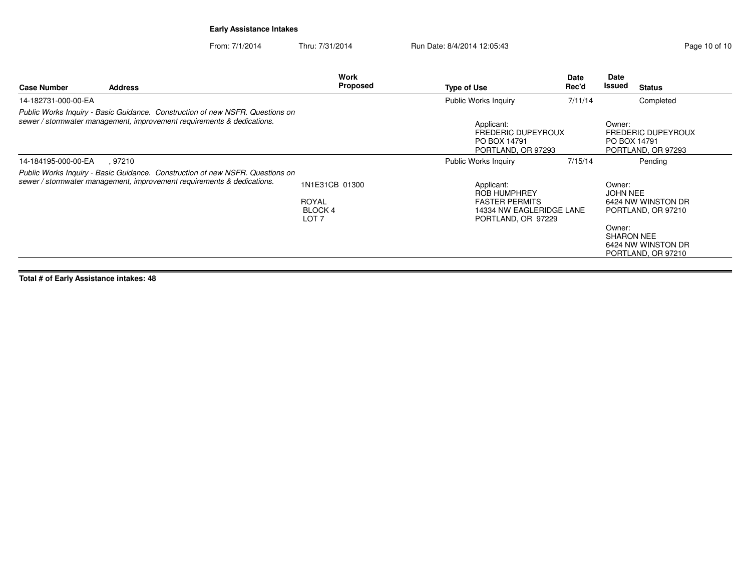**Early Assistance Intakes**

From: 7/1/2014 Thru: 7/31/2014 Run Date: 8/4/2014 12:05:43

| Case Number | Address | Work Proposed | Type of Use | Date Rec'd | Date Issued | Status |
|---|---|---|---|---|---|---|
| 14-182731-000-00-EA | | | Public Works Inquiry | 7/11/14 | | Completed |
| *Public Works Inquiry - Basic Guidance. Construction of new NSFR. Questions on sewer / stormwater management, improvement requirements & dedications.* | | | Applicant: FREDERIC DUPEYROUX PO BOX 14791 PORTLAND, OR 97293 | | Owner: FREDERIC DUPEYROUX PO BOX 14791 PORTLAND, OR 97293 | |
| 14-184195-000-00-EA | , 97210 | | Public Works Inquiry | 7/15/14 | | Pending |
| *Public Works Inquiry - Basic Guidance. Construction of new NSFR. Questions on sewer / stormwater management, improvement requirements & dedications.* | | 1N1E31CB 01300 ROYAL BLOCK 4 LOT 7 | Applicant: ROB HUMPHREY FASTER PERMITS 14334 NW EAGLERIDGE LANE PORTLAND, OR 97229 | | Owner: JOHN NEE 6424 NW WINSTON DR PORTLAND, OR 97210 Owner: SHARON NEE 6424 NW WINSTON DR PORTLAND, OR 97210 | |

**Total # of Early Assistance intakes: 48**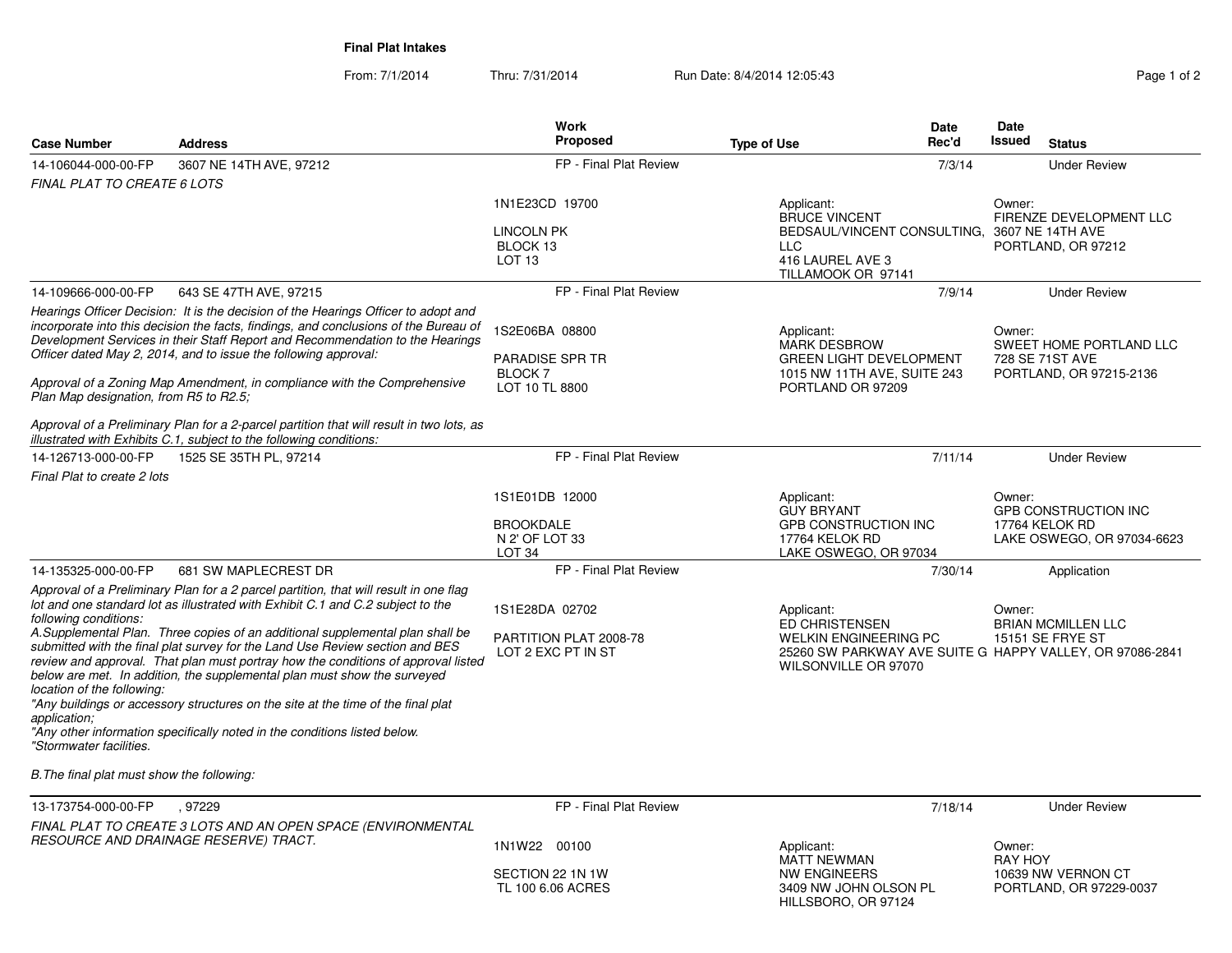# Final Plat Intakes

From: 7/1/2014 Thru: 7/31/2014 Run Date: 8/4/2014 12:05:43

| Case Number | Address | Work Proposed | Type of Use | Date Rec'd | Date Issued | Status |
|---|---|---|---|---|---|---|
| 14-106044-000-00-FP | 3607 NE 14TH AVE, 97212 | FP - Final Plat Review | | 7/3/14 | | Under Review |
| *FINAL PLAT TO CREATE 6 LOTS* | | 1N1E23CD 19700<br>LINCOLN PK<br>BLOCK 13<br>LOT 13 | Applicant:<br>BRUCE VINCENT<br>BEDSAUL/VINCENT CONSULTING, LLC<br>416 LAUREL AVE 3<br>TILLAMOOK OR 97141 | | Owner:<br>FIRENZE DEVELOPMENT LLC<br>3607 NE 14TH AVE<br>PORTLAND, OR 97212 | |
| 14-109666-000-00-FP | 643 SE 47TH AVE, 97215 | FP - Final Plat Review | | 7/9/14 | | Under Review |
| *Hearings Officer Decision: It is the decision of the Hearings Officer to adopt and incorporate into this decision the facts, findings, and conclusions of the Bureau of Development Services in their Staff Report and Recommendation to the Hearings Officer dated May 2, 2014, and to issue the following approval:*<br><br>*Approval of a Zoning Map Amendment, in compliance with the Comprehensive Plan Map designation, from R5 to R2.5;*<br><br>*Approval of a Preliminary Plan for a 2-parcel partition that will result in two lots, as illustrated with Exhibits C.1, subject to the following conditions:* | | 1S2E06BA 08800<br>PARADISE SPR TR<br>BLOCK 7<br>LOT 10 TL 8800 | Applicant:<br>MARK DESBROW<br>GREEN LIGHT DEVELOPMENT<br>1015 NW 11TH AVE, SUITE 243<br>PORTLAND OR 97209 | | Owner:<br>SWEET HOME PORTLAND LLC<br>728 SE 71ST AVE<br>PORTLAND, OR 97215-2136 | |
| 14-126713-000-00-FP | 1525 SE 35TH PL, 97214 | FP - Final Plat Review | | 7/11/14 | | Under Review |
| *Final Plat to create 2 lots* | | 1S1E01DB 12000<br>BROOKDALE<br>N 2' OF LOT 33<br>LOT 34 | Applicant:<br>GUY BRYANT<br>GPB CONSTRUCTION INC<br>17764 KELOK RD<br>LAKE OSWEGO, OR 97034 | | Owner:<br>GPB CONSTRUCTION INC<br>17764 KELOK RD<br>LAKE OSWEGO, OR 97034-6623 | |
| 14-135325-000-00-FP | 681 SW MAPLECREST DR | FP - Final Plat Review | | 7/30/14 | | Application |
| *Approval of a Preliminary Plan for a 2 parcel partition, that will result in one flag lot and one standard lot as illustrated with Exhibit C.1 and C.2 subject to the following conditions:*<br>*A.Supplemental Plan. Three copies of an additional supplemental plan shall be submitted with the final plat survey for the Land Use Review section and BES review and approval. That plan must portray how the conditions of approval listed below are met. In addition, the supplemental plan must show the surveyed location of the following:*<br>*"Any buildings or accessory structures on the site at the time of the final plat application;*<br>*"Any other information specifically noted in the conditions listed below.*<br>*"Stormwater facilities.*<br><br>*B.The final plat must show the following:* | | 1S1E28DA 02702<br>PARTITION PLAT 2008-78<br>LOT 2 EXC PT IN ST | Applicant:<br>ED CHRISTENSEN<br>WELKIN ENGINEERING PC<br>25260 SW PARKWAY AVE SUITE G<br>WILSONVILLE OR 97070 | | Owner:<br>BRIAN MCMILLEN LLC<br>15151 SE FRYE ST<br>HAPPY VALLEY, OR 97086-2841 | |
| 13-173754-000-00-FP | , 97229 | FP - Final Plat Review | | 7/18/14 | | Under Review |
| *FINAL PLAT TO CREATE 3 LOTS AND AN OPEN SPACE (ENVIRONMENTAL RESOURCE AND DRAINAGE RESERVE) TRACT.* | | 1N1W22 00100<br>SECTION 22 1N 1W<br>TL 100 6.06 ACRES | Applicant:<br>MATT NEWMAN<br>NW ENGINEERS<br>3409 NW JOHN OLSON PL<br>HILLSBORO, OR 97124 | | Owner:<br>RAY HOY<br>10639 NW VERNON CT<br>PORTLAND, OR 97229-0037 | |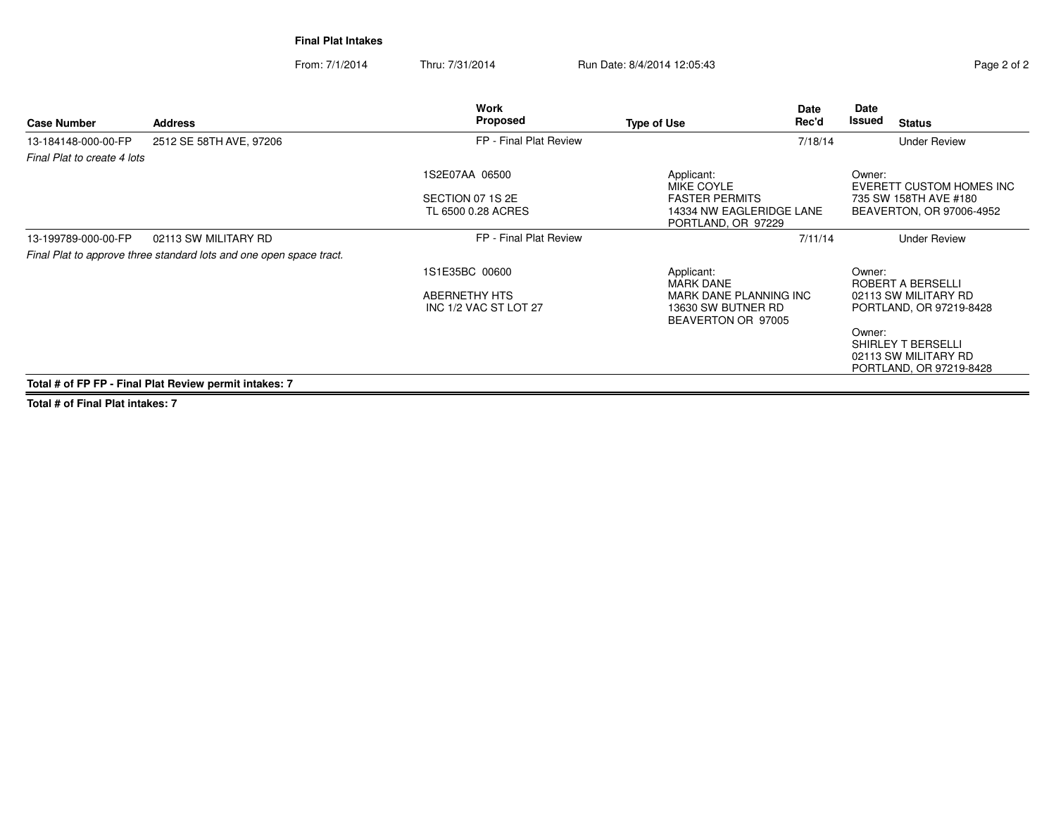**Final Plat Intakes**

From: 7/1/2014 Thru: 7/31/2014 Run Date: 8/4/2014 12:05:43

| Case Number | Address | Work Proposed | Type of Use | Date Rec'd | Date Issued | Status |
|---|---|---|---|---|---|---|
| 13-184148-000-00-FP | 2512 SE 58TH AVE, 97206 | FP - Final Plat Review | | 7/18/14 | | Under Review |
| *Final Plat to create 4 lots* | | | | | | |
| | | 1S2E07AA 06500<br>SECTION 07 1S 2E<br>TL 6500 0.28 ACRES | Applicant:<br>MIKE COYLE<br>FASTER PERMITS<br>14334 NW EAGLERIDGE LANE<br>PORTLAND, OR 97229 | | Owner:<br>EVERETT CUSTOM HOMES INC<br>735 SW 158TH AVE #180<br>BEAVERTON, OR 97006-4952 | |
| 13-199789-000-00-FP | 02113 SW MILITARY RD | FP - Final Plat Review | | 7/11/14 | | Under Review |
| *Final Plat to approve three standard lots and one open space tract.* | | | | | | |
| | | 1S1E35BC 00600<br>ABERNETHY HTS<br>INC 1/2 VAC ST LOT 27 | Applicant:<br>MARK DANE<br>MARK DANE PLANNING INC<br>13630 SW BUTNER RD<br>BEAVERTON OR 97005 | | Owner:<br>ROBERT A BERSELLI<br>02113 SW MILITARY RD<br>PORTLAND, OR 97219-8428<br>Owner:<br>SHIRLEY T BERSELLI<br>02113 SW MILITARY RD<br>PORTLAND, OR 97219-8428 | |

**Total # of FP FP - Final Plat Review permit intakes: 7**

**Total # of Final Plat intakes: 7**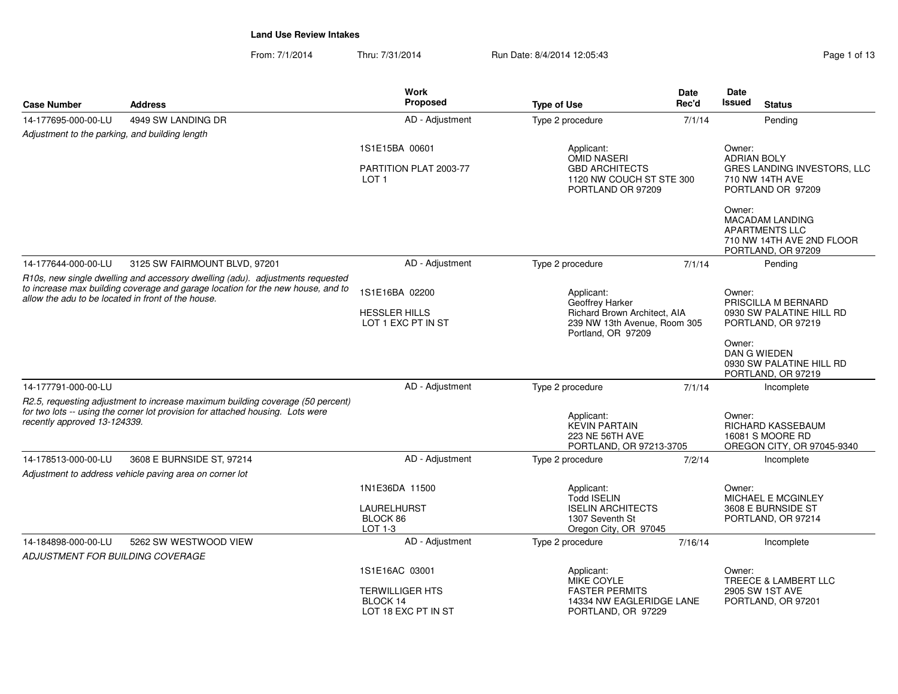**Land Use Review Intakes**

From: 7/1/2014 Thru: 7/31/2014 Run Date: 8/4/2014 12:05:43

| Case Number | Address | Work Proposed | Type of Use | Date Rec'd | Date Issued | Status |
|---|---|---|---|---|---|---|
| 14-177695-000-00-LU | 4949 SW LANDING DR | AD - Adjustment | Type 2 procedure | 7/1/14 | | Pending |
| *Adjustment to the parking, and building length* | | 1S1E15BA 00601<br><br>PARTITION PLAT 2003-77<br>LOT 1 | Applicant:<br>OMID NASERI<br>GBD ARCHITECTS<br>1120 NW COUCH ST STE 300<br>PORTLAND OR 97209 | | Owner:<br>ADRIAN BOLY<br>GRES LANDING INVESTORS, LLC<br>710 NW 14TH AVE<br>PORTLAND OR 97209<br><br>Owner:<br>MACADAM LANDING<br>APARTMENTS LLC<br>710 NW 14TH AVE 2ND FLOOR<br>PORTLAND, OR 97209 | |
| 14-177644-000-00-LU | 3125 SW FAIRMOUNT BLVD, 97201 | AD - Adjustment | Type 2 procedure | 7/1/14 | | Pending |
| *R10s, new single dwelling and accessory dwelling (adu). adjustments requested to increase max building coverage and garage location for the new house, and to allow the adu to be located in front of the house.* | | 1S1E16BA 02200<br><br>HESSLER HILLS<br>LOT 1 EXC PT IN ST | Applicant:<br>Geoffrey Harker<br>Richard Brown Architect, AIA<br>239 NW 13th Avenue, Room 305<br>Portland, OR 97209 | | Owner:<br>PRISCILLA M BERNARD<br>0930 SW PALATINE HILL RD<br>PORTLAND, OR 97219<br><br>Owner:<br>DAN G WIEDEN<br>0930 SW PALATINE HILL RD<br>PORTLAND, OR 97219 | |
| 14-177791-000-00-LU | | AD - Adjustment | Type 2 procedure | 7/1/14 | | Incomplete |
| *R2.5, requesting adjustment to increase maximum building coverage (50 percent) for two lots -- using the corner lot provision for attached housing. Lots were recently approved 13-124339.* | | | Applicant:<br>KEVIN PARTAIN<br>223 NE 56TH AVE<br>PORTLAND, OR 97213-3705 | | Owner:<br>RICHARD KASSEBAUM<br>16081 S MOORE RD<br>OREGON CITY, OR 97045-9340 | |
| 14-178513-000-00-LU | 3608 E BURNSIDE ST, 97214 | AD - Adjustment | Type 2 procedure | 7/2/14 | | Incomplete |
| *Adjustment to address vehicle paving area on corner lot* | | 1N1E36DA 11500<br><br>LAURELHURST<br>BLOCK 86<br>LOT 1-3 | Applicant:<br>Todd ISELIN<br>ISELIN ARCHITECTS<br>1307 Seventh St<br>Oregon City, OR 97045 | | Owner:<br>MICHAEL E MCGINLEY<br>3608 E BURNSIDE ST<br>PORTLAND, OR 97214 | |
| 14-184898-000-00-LU | 5262 SW WESTWOOD VIEW | AD - Adjustment | Type 2 procedure | 7/16/14 | | Incomplete |
| *ADJUSTMENT FOR BUILDING COVERAGE* | | 1S1E16AC 03001<br><br>TERWILLIGER HTS<br>BLOCK 14<br>LOT 18 EXC PT IN ST | Applicant:<br>MIKE COYLE<br>FASTER PERMITS<br>14334 NW EAGLERIDGE LANE<br>PORTLAND, OR 97229 | | Owner:<br>TREECE & LAMBERT LLC<br>2905 SW 1ST AVE<br>PORTLAND, OR 97201 | |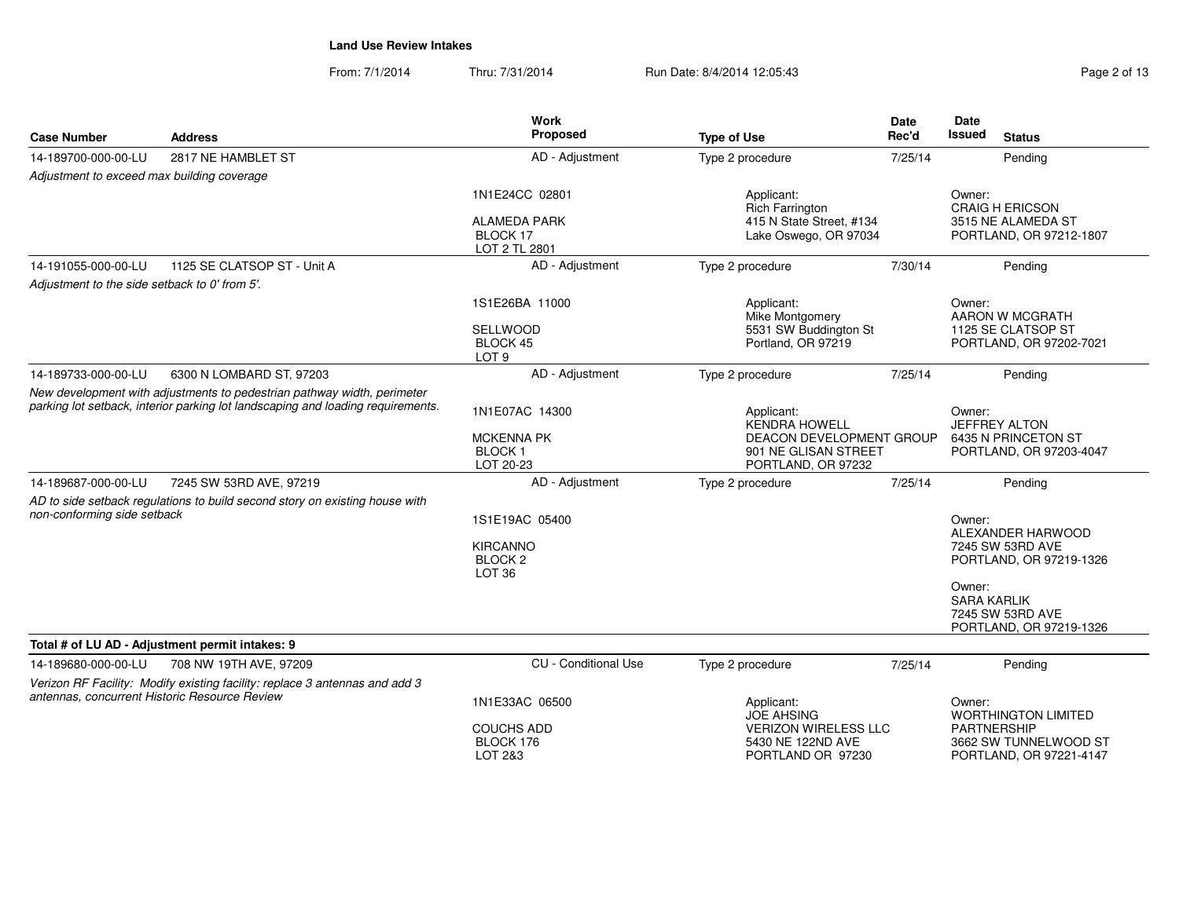**Land Use Review Intakes**

From: 7/1/2014 Thru: 7/31/2014 Run Date: 8/4/2014 12:05:43

| Case Number | Address | Work Proposed | Type of Use | Date Rec'd | Date Issued | Status |
|---|---|---|---|---|---|---|
| 14-189700-000-00-LU | 2817 NE HAMBLET ST | AD - Adjustment | Type 2 procedure | 7/25/14 | | Pending |
| *Adjustment to exceed max building coverage* | | 1N1E24CC 02801<br>ALAMEDA PARK<br>BLOCK 17<br>LOT 2 TL 2801 | Applicant:<br>Rich Farrington<br>415 N State Street, #134<br>Lake Oswego, OR 97034 | | Owner:<br>CRAIG H ERICSON<br>3515 NE ALAMEDA ST<br>PORTLAND, OR 97212-1807 | |
| 14-191055-000-00-LU | 1125 SE CLATSOP ST - Unit A | AD - Adjustment | Type 2 procedure | 7/30/14 | | Pending |
| *Adjustment to the side setback to 0' from 5'.* | | 1S1E26BA 11000<br>SELLWOOD<br>BLOCK 45<br>LOT 9 | Applicant:<br>Mike Montgomery<br>5531 SW Buddington St<br>Portland, OR 97219 | | Owner:<br>AARON W MCGRATH<br>1125 SE CLATSOP ST<br>PORTLAND, OR 97202-7021 | |
| 14-189733-000-00-LU | 6300 N LOMBARD ST, 97203 | AD - Adjustment | Type 2 procedure | 7/25/14 | | Pending |
| *New development with adjustments to pedestrian pathway width, perimeter parking lot setback, interior parking lot landscaping and loading requirements.* | | 1N1E07AC 14300<br>MCKENNA PK<br>BLOCK 1<br>LOT 20-23 | Applicant:<br>KENDRA HOWELL<br>DEACON DEVELOPMENT GROUP<br>901 NE GLISAN STREET<br>PORTLAND, OR 97232 | | Owner:<br>JEFFREY ALTON<br>6435 N PRINCETON ST<br>PORTLAND, OR 97203-4047 | |
| 14-189687-000-00-LU | 7245 SW 53RD AVE, 97219 | AD - Adjustment | Type 2 procedure | 7/25/14 | | Pending |
| *AD to side setback regulations to build second story on existing house with non-conforming side setback* | | 1S1E19AC 05400<br>KIRCANNO<br>BLOCK 2<br>LOT 36 | | | Owner:<br>ALEXANDER HARWOOD<br>7245 SW 53RD AVE<br>PORTLAND, OR 97219-1326<br>Owner:<br>SARA KARLIK<br>7245 SW 53RD AVE<br>PORTLAND, OR 97219-1326 | |
| **Total # of LU AD - Adjustment permit intakes: 9** | | | | | | |
| 14-189680-000-00-LU | 708 NW 19TH AVE, 97209 | CU - Conditional Use | Type 2 procedure | 7/25/14 | | Pending |
| *Verizon RF Facility: Modify existing facility: replace 3 antennas and add 3 antennas, concurrent Historic Resource Review* | | 1N1E33AC 06500<br>COUCHS ADD<br>BLOCK 176<br>LOT 2&3 | Applicant:<br>JOE AHSING<br>VERIZON WIRELESS LLC<br>5430 NE 122ND AVE<br>PORTLAND OR 97230 | | Owner:<br>WORTHINGTON LIMITED PARTNERSHIP<br>3662 SW TUNNELWOOD ST<br>PORTLAND, OR 97221-4147 | |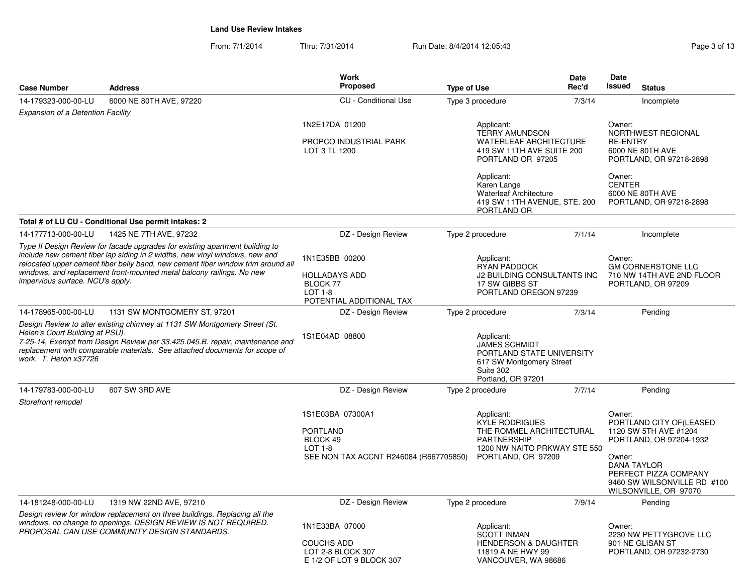**Land Use Review Intakes**

From: 7/1/2014 Thru: 7/31/2014 Run Date: 8/4/2014 12:05:43

| Case Number | Address | Work Proposed | Type of Use | Date Rec'd | Date Issued | Status |
|---|---|---|---|---|---|---|
| 14-179323-000-00-LU | 6000 NE 80TH AVE, 97220 | CU - Conditional Use | Type 3 procedure | 7/3/14 | | Incomplete |
| *Expansion of a Detention Facility* | | 1N2E17DA 01200<br><br>PROPCO INDUSTRIAL PARK<br>LOT 3 TL 1200 | Applicant:<br>TERRY AMUNDSON<br>WATERLEAF ARCHITECTURE<br>419 SW 11TH AVE SUITE 200<br>PORTLAND OR 97205<br><br>Applicant:<br>Karen Lange<br>Waterleaf Architecture<br>419 SW 11TH AVENUE, STE. 200<br>PORTLAND OR | | Owner:<br>NORTHWEST REGIONAL<br>RE-ENTRY<br>6000 NE 80TH AVE<br>PORTLAND, OR 97218-2898<br><br>Owner:<br>CENTER<br>6000 NE 80TH AVE<br>PORTLAND, OR 97218-2898 | |
| **Total # of LU CU - Conditional Use permit intakes: 2** | | | | | | |
| 14-177713-000-00-LU | 1425 NE 7TH AVE, 97232 | DZ - Design Review | Type 2 procedure | 7/1/14 | | Incomplete |
| *Type II Design Review for facade upgrades for existing apartment building to include new cement fiber lap siding in 2 widths, new vinyl windows, new and relocated upper cement fiber belly band, new cement fiber window trim around all windows, and replacement front-mounted metal balcony railings. No new impervious surface. NCU's apply.* | | 1N1E35BB 00200<br><br>HOLLADAYS ADD<br>BLOCK 77<br>LOT 1-8<br>POTENTIAL ADDITIONAL TAX | Applicant:<br>RYAN PADDOCK<br>J2 BUILDING CONSULTANTS INC<br>17 SW GIBBS ST<br>PORTLAND OREGON 97239 | | Owner:<br>GM CORNERSTONE LLC<br>710 NW 14TH AVE 2ND FLOOR<br>PORTLAND, OR 97209 | |
| 14-178965-000-00-LU | 1131 SW MONTGOMERY ST, 97201 | DZ - Design Review | Type 2 procedure | 7/3/14 | | Pending |
| *Design Review to alter existing chimney at 1131 SW Montgomery Street (St. Helen's Court Building at PSU).<br>7-25-14, Exempt from Design Review per 33.425.045.B. repair, maintenance and replacement with comparable materials. See attached documents for scope of work. T. Heron x37726* | | 1S1E04AD 08800 | Applicant:<br>JAMES SCHMIDT<br>PORTLAND STATE UNIVERSITY<br>617 SW Montgomery Street<br>Suite 302<br>Portland, OR 97201 | | | |
| 14-179783-000-00-LU | 607 SW 3RD AVE | DZ - Design Review | Type 2 procedure | 7/7/14 | | Pending |
| *Storefront remodel* | | 1S1E03BA 07300A1<br><br>PORTLAND<br>BLOCK 49<br>LOT 1-8<br>SEE NON TAX ACCNT R246084 (R667705850) | Applicant:<br>KYLE RODRIGUES<br>THE ROMMEL ARCHITECTURAL PARTNERSHIP<br>1200 NW NAITO PRKWAY STE 550<br>PORTLAND, OR 97209 | | Owner:<br>PORTLAND CITY OF(LEASED<br>1120 SW 5TH AVE #1204<br>PORTLAND, OR 97204-1932<br><br>Owner:<br>DANA TAYLOR<br>PERFECT PIZZA COMPANY<br>9460 SW WILSONVILLE RD #100<br>WILSONVILLE, OR 97070 | |
| 14-181248-000-00-LU | 1319 NW 22ND AVE, 97210 | DZ - Design Review | Type 2 procedure | 7/9/14 | | Pending |
| *Design review for window replacement on three buildings. Replacing all the windows, no change to openings. DESIGN REVIEW IS NOT REQUIRED. PROPOSAL CAN USE COMMUNITY DESIGN STANDARDS.* | | 1N1E33BA 07000<br><br>COUCHS ADD<br>LOT 2-8 BLOCK 307<br>E 1/2 OF LOT 9 BLOCK 307 | Applicant:<br>SCOTT INMAN<br>HENDERSON & DAUGHTER<br>11819 A NE HWY 99<br>VANCOUVER, WA 98686 | | Owner:<br>2230 NW PETTYGROVE LLC<br>901 NE GLISAN ST<br>PORTLAND, OR 97232-2730 | |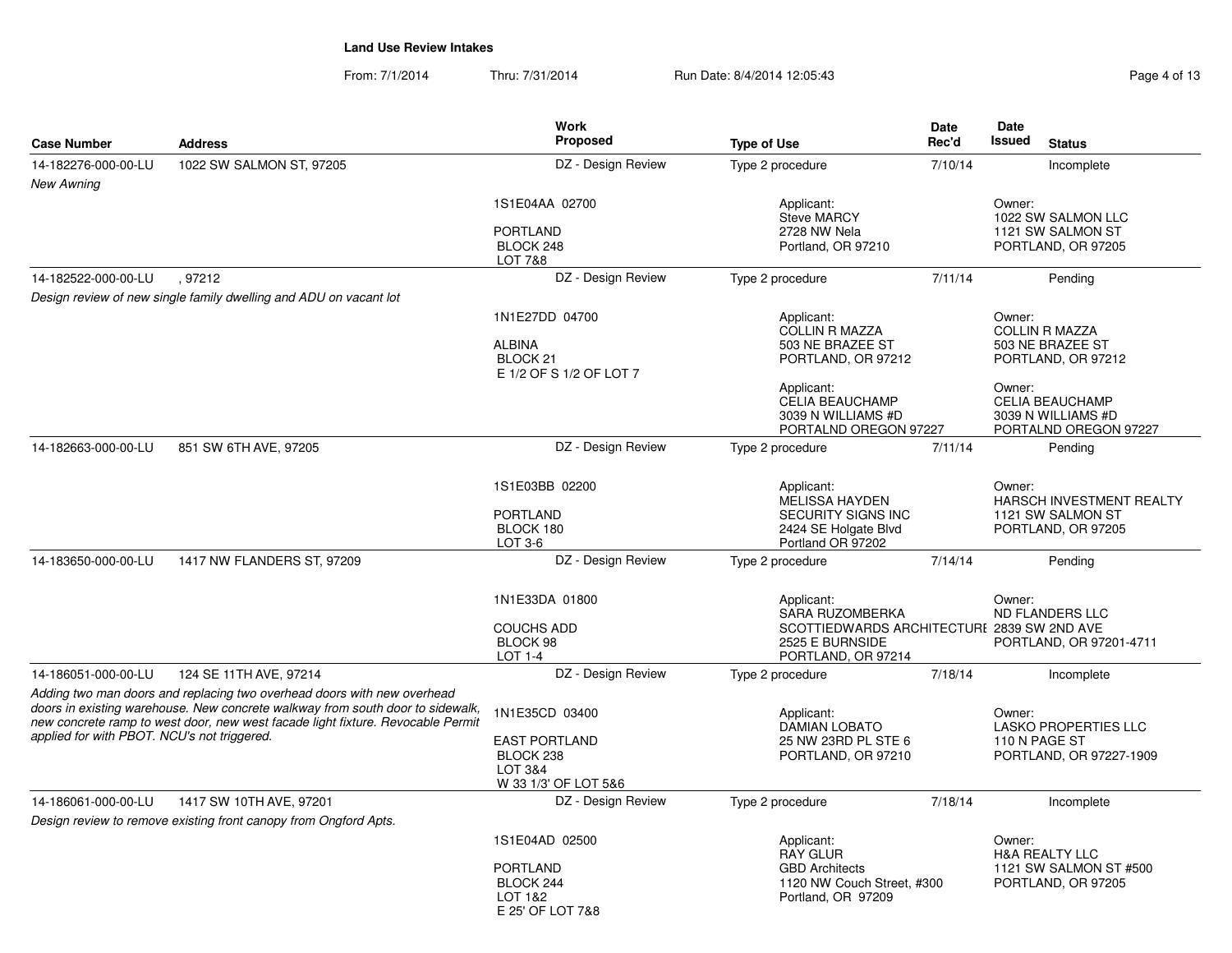**Land Use Review Intakes**

From: 7/1/2014 Thru: 7/31/2014 Run Date: 8/4/2014 12:05:43

| Case Number | Address | Work Proposed | Type of Use | Date Rec'd | Date Issued | Status |
|---|---|---|---|---|---|---|
| 14-182276-000-00-LU | 1022 SW SALMON ST, 97205 | DZ - Design Review | Type 2 procedure | 7/10/14 | | Incomplete |
| *New Awning* | | 1S1E04AA 02700<br>PORTLAND<br>BLOCK 248<br>LOT 7&8 | Applicant:<br>Steve MARCY<br>2728 NW Nela<br>Portland, OR 97210 | | Owner:<br>1022 SW SALMON LLC<br>1121 SW SALMON ST<br>PORTLAND, OR 97205 | |
| 14-182522-000-00-LU | , 97212 | DZ - Design Review | Type 2 procedure | 7/11/14 | | Pending |
| *Design review of new single family dwelling and ADU on vacant lot* | | 1N1E27DD 04700<br>ALBINA<br>BLOCK 21<br>E 1/2 OF S 1/2 OF LOT 7 | Applicant:<br>COLLIN R MAZZA<br>503 NE BRAZEE ST<br>PORTLAND, OR 97212<br><br>Applicant:<br>CELIA BEAUCHAMP<br>3039 N WILLIAMS #D<br>PORTALND OREGON 97227 | | Owner:<br>COLLIN R MAZZA<br>503 NE BRAZEE ST<br>PORTLAND, OR 97212<br><br>Owner:<br>CELIA BEAUCHAMP<br>3039 N WILLIAMS #D<br>PORTALND OREGON 97227 | |
| 14-182663-000-00-LU | 851 SW 6TH AVE, 97205 | DZ - Design Review | Type 2 procedure | 7/11/14 | | Pending |
| | | 1S1E03BB 02200<br>PORTLAND<br>BLOCK 180<br>LOT 3-6 | Applicant:<br>MELISSA HAYDEN<br>SECURITY SIGNS INC<br>2424 SE Holgate Blvd<br>Portland OR 97202 | | Owner:<br>HARSCH INVESTMENT REALTY<br>1121 SW SALMON ST<br>PORTLAND, OR 97205 | |
| 14-183650-000-00-LU | 1417 NW FLANDERS ST, 97209 | DZ - Design Review | Type 2 procedure | 7/14/14 | | Pending |
| | | 1N1E33DA 01800<br>COUCHS ADD<br>BLOCK 98<br>LOT 1-4 | Applicant:<br>SARA RUZOMBERKA<br>SCOTTIEDWARDS ARCHITECTURE<br>2525 E BURNSIDE<br>PORTLAND, OR 97214 | | Owner:<br>ND FLANDERS LLC<br>2839 SW 2ND AVE<br>PORTLAND, OR 97201-4711 | |
| 14-186051-000-00-LU | 124 SE 11TH AVE, 97214 | DZ - Design Review | Type 2 procedure | 7/18/14 | | Incomplete |
| *Adding two man doors and replacing two overhead doors with new overhead doors in existing warehouse. New concrete walkway from south door to sidewalk, new concrete ramp to west door, new west facade light fixture. Revocable Permit applied for with PBOT. NCU's not triggered.* | | 1N1E35CD 03400<br>EAST PORTLAND<br>BLOCK 238<br>LOT 3&4<br>W 33 1/3' OF LOT 5&6 | Applicant:<br>DAMIAN LOBATO<br>25 NW 23RD PL STE 6<br>PORTLAND, OR 97210 | | Owner:<br>LASKO PROPERTIES LLC<br>110 N PAGE ST<br>PORTLAND, OR 97227-1909 | |
| 14-186061-000-00-LU | 1417 SW 10TH AVE, 97201 | DZ - Design Review | Type 2 procedure | 7/18/14 | | Incomplete |
| *Design review to remove existing front canopy from Ongford Apts.* | | 1S1E04AD 02500<br>PORTLAND<br>BLOCK 244<br>LOT 1&2<br>E 25' OF LOT 7&8 | Applicant:<br>RAY GLUR<br>GBD Architects<br>1120 NW Couch Street, #300<br>Portland, OR 97209 | | Owner:<br>H&A REALTY LLC<br>1121 SW SALMON ST #500<br>PORTLAND, OR 97205 | |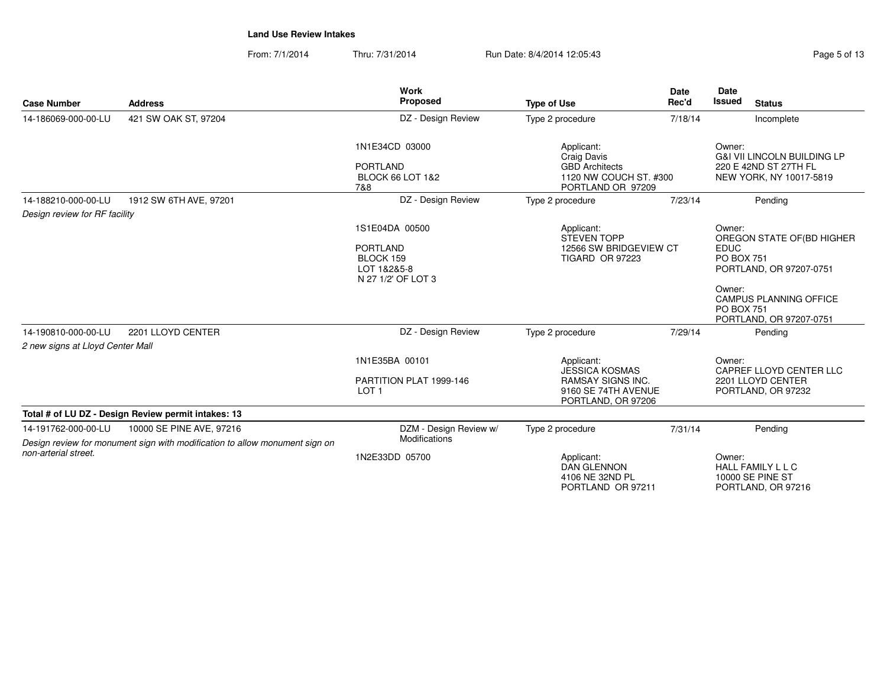**Land Use Review Intakes**

From: 7/1/2014 Thru: 7/31/2014 Run Date: 8/4/2014 12:05:43

| Case Number | Address | Work Proposed | Type of Use | Date Rec'd | Date Issued | Status |
|---|---|---|---|---|---|---|
| 14-186069-000-00-LU | 421 SW OAK ST, 97204 | DZ - Design Review | Type 2 procedure | 7/18/14 | | Incomplete |
| | | 1N1E34CD 03000<br>PORTLAND<br>BLOCK 66 LOT 1&2<br>7&8 | Applicant:<br>Craig Davis<br>GBD Architects<br>1120 NW COUCH ST. #300<br>PORTLAND OR 97209 | | Owner:<br>G&I VII LINCOLN BUILDING LP<br>220 E 42ND ST 27TH FL<br>NEW YORK, NY 10017-5819 | |
| 14-188210-000-00-LU | 1912 SW 6TH AVE, 97201 | DZ - Design Review | Type 2 procedure | 7/23/14 | | Pending |
| *Design review for RF facility* | | 1S1E04DA 00500<br>PORTLAND<br>BLOCK 159<br>LOT 1&2&5-8<br>N 27 1/2' OF LOT 3 | Applicant:<br>STEVEN TOPP<br>12566 SW BRIDGEVIEW CT<br>TIGARD OR 97223 | | Owner:<br>OREGON STATE OF(BD HIGHER EDUC<br>PO BOX 751<br>PORTLAND, OR 97207-0751<br>Owner:<br>CAMPUS PLANNING OFFICE<br>PO BOX 751<br>PORTLAND, OR 97207-0751 | |
| 14-190810-000-00-LU | 2201 LLOYD CENTER | DZ - Design Review | Type 2 procedure | 7/29/14 | | Pending |
| *2 new signs at Lloyd Center Mall* | | 1N1E35BA 00101<br>PARTITION PLAT 1999-146<br>LOT 1 | Applicant:<br>JESSICA KOSMAS<br>RAMSAY SIGNS INC.<br>9160 SE 74TH AVENUE<br>PORTLAND, OR 97206 | | Owner:<br>CAPREF LLOYD CENTER LLC<br>2201 LLOYD CENTER<br>PORTLAND, OR 97232 | |

**Total # of LU DZ - Design Review permit intakes: 13**

| Case Number | Address | Work Proposed | Type of Use | Date Rec'd | Date Issued | Status |
|---|---|---|---|---|---|---|
| 14-191762-000-00-LU | 10000 SE PINE AVE, 97216 | DZM - Design Review w/ Modifications | Type 2 procedure | 7/31/14 | | Pending |
| *Design review for monument sign with modification to allow monument sign on non-arterial street.* | | 1N2E33DD 05700 | Applicant:<br>DAN GLENNON<br>4106 NE 32ND PL<br>PORTLAND OR 97211 | | Owner:<br>HALL FAMILY L L C<br>10000 SE PINE ST<br>PORTLAND, OR 97216 | |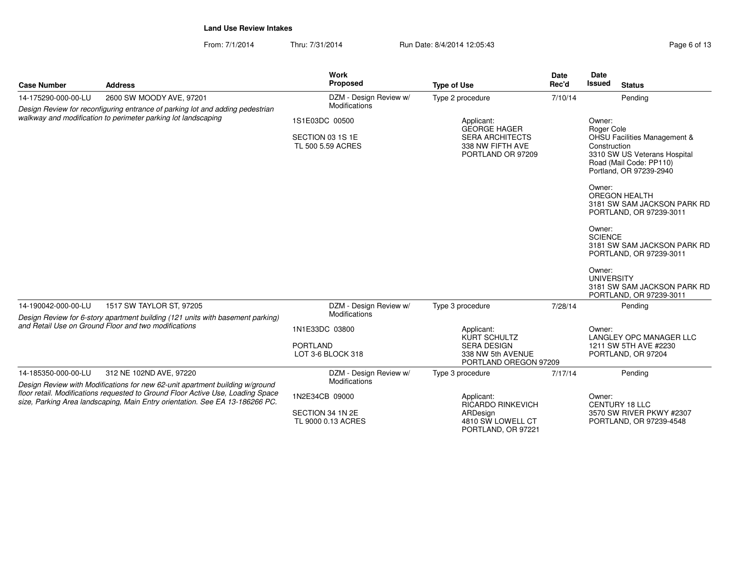**Land Use Review Intakes**

From: 7/1/2014 Thru: 7/31/2014 Run Date: 8/4/2014 12:05:43

| Case Number | Address | Work Proposed | Type of Use | Date Rec'd | Date Issued | Status |
|---|---|---|---|---|---|---|
| 14-175290-000-00-LU | 2600 SW MOODY AVE, 97201 | DZM - Design Review w/ Modifications | Type 2 procedure | 7/10/14 | | Pending |
| | *Design Review for reconfiguring entrance of parking lot and adding pedestrian walkway and modification to perimeter parking lot landscaping* | 1S1E03DC 00500<br><br>SECTION 03 1S 1E<br>TL 500 5.59 ACRES | Applicant:<br>GEORGE HAGER<br>SERA ARCHITECTS<br>338 NW FIFTH AVE<br>PORTLAND OR 97209 | | Owner:<br>Roger Cole<br>OHSU Facilities Management & Construction<br>3310 SW US Veterans Hospital Road (Mail Code: PP110)<br>Portland, OR 97239-2940<br><br>Owner:<br>OREGON HEALTH<br>3181 SW SAM JACKSON PARK RD<br>PORTLAND, OR 97239-3011<br><br>Owner:<br>SCIENCE<br>3181 SW SAM JACKSON PARK RD<br>PORTLAND, OR 97239-3011<br><br>Owner:<br>UNIVERSITY<br>3181 SW SAM JACKSON PARK RD<br>PORTLAND, OR 97239-3011 | |
| 14-190042-000-00-LU | 1517 SW TAYLOR ST, 97205 | DZM - Design Review w/ Modifications | Type 3 procedure | 7/28/14 | | Pending |
| | *Design Review for 6-story apartment building (121 units with basement parking) and Retail Use on Ground Floor and two modifications* | 1N1E33DC 03800<br><br>PORTLAND<br>LOT 3-6 BLOCK 318 | Applicant:<br>KURT SCHULTZ<br>SERA DESIGN<br>338 NW 5th AVENUE<br>PORTLAND OREGON 97209 | | Owner:<br>LANGLEY OPC MANAGER LLC<br>1211 SW 5TH AVE #2230<br>PORTLAND, OR 97204 | |
| 14-185350-000-00-LU | 312 NE 102ND AVE, 97220 | DZM - Design Review w/ Modifications | Type 3 procedure | 7/17/14 | | Pending |
| | *Design Review with Modifications for new 62-unit apartment building w/ground floor retail. Modifications requested to Ground Floor Active Use, Loading Space size, Parking Area landscaping, Main Entry orientation. See EA 13-186266 PC.* | 1N2E34CB 09000<br><br>SECTION 34 1N 2E<br>TL 9000 0.13 ACRES | Applicant:<br>RICARDO RINKEVICH<br>ARDesign<br>4810 SW LOWELL CT<br>PORTLAND, OR 97221 | | Owner:<br>CENTURY 18 LLC<br>3570 SW RIVER PKWY #2307<br>PORTLAND, OR 97239-4548 | |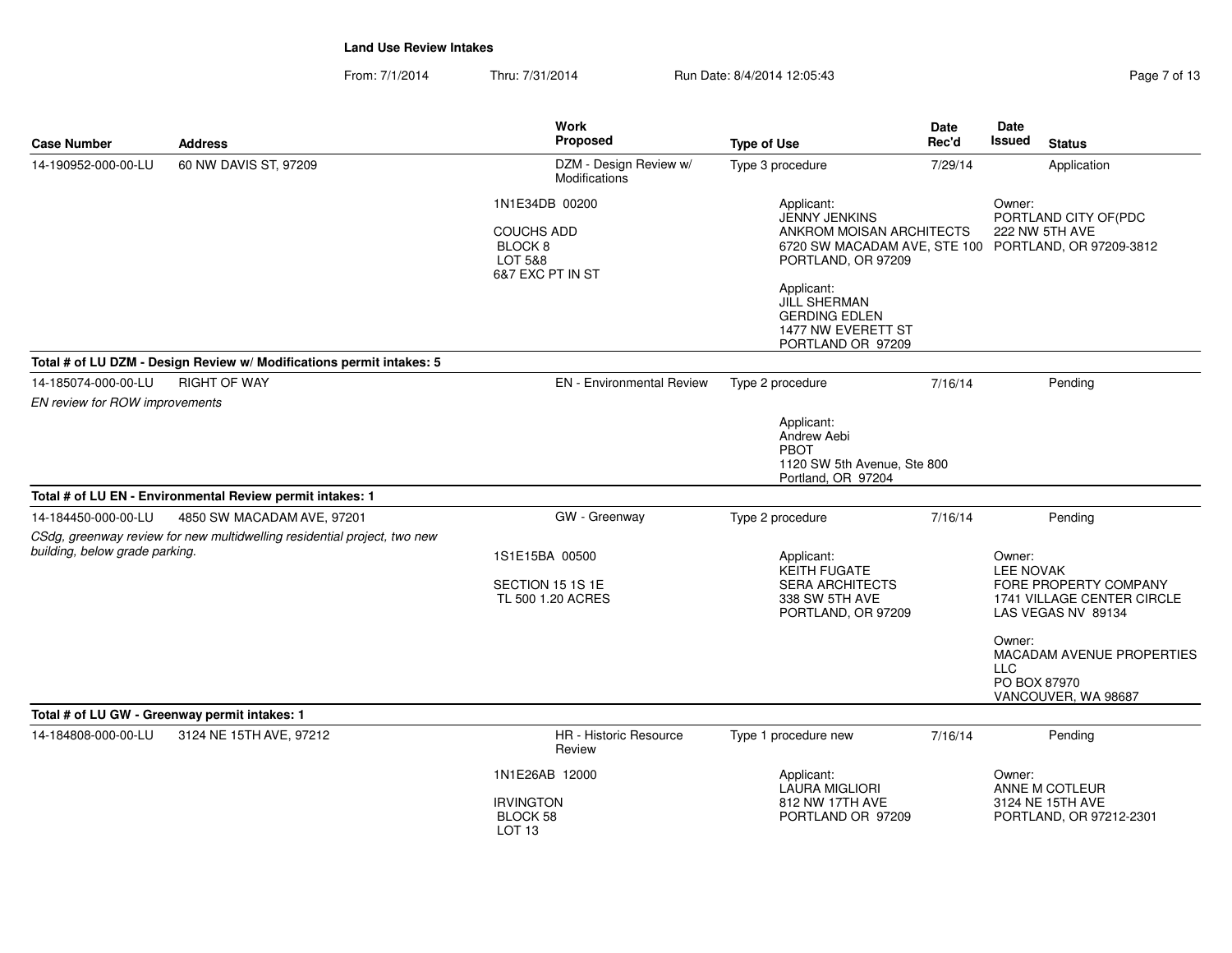**Land Use Review Intakes**

From: 7/1/2014 Thru: 7/31/2014 Run Date: 8/4/2014 12:05:43

| Case Number | Address | Work Proposed | Type of Use | Date Rec'd | Date Issued | Status |
|---|---|---|---|---|---|---|
| 14-190952-000-00-LU | 60 NW DAVIS ST, 97209 | DZM - Design Review w/ Modifications | Type 3 procedure | 7/29/14 | | Application |
| | | 1N1E34DB 00200<br>COUCHS ADD<br>BLOCK 8<br>LOT 5&8<br>6&7 EXC PT IN ST | Applicant:<br>JENNY JENKINS<br>ANKROM MOISAN ARCHITECTS<br>6720 SW MACADAM AVE, STE 100<br>PORTLAND, OR 97209<br><br>Applicant:<br>JILL SHERMAN<br>GERDING EDLEN<br>1477 NW EVERETT ST<br>PORTLAND OR 97209 | | Owner:<br>PORTLAND CITY OF(PDC<br>222 NW 5TH AVE<br>PORTLAND, OR 97209-3812 | |
| **Total # of LU DZM - Design Review w/ Modifications permit intakes: 5** | | | | | | |
| 14-185074-000-00-LU | RIGHT OF WAY | EN - Environmental Review | Type 2 procedure | 7/16/14 | | Pending |
| *EN review for ROW improvements* | | | Applicant:<br>Andrew Aebi<br>PBOT<br>1120 SW 5th Avenue, Ste 800<br>Portland, OR 97204 | | | |
| **Total # of LU EN - Environmental Review permit intakes: 1** | | | | | | |
| 14-184450-000-00-LU | 4850 SW MACADAM AVE, 97201 | GW - Greenway | Type 2 procedure | 7/16/14 | | Pending |
| *CSdg, greenway review for new multidwelling residential project, two new building, below grade parking.* | | 1S1E15BA 00500<br>SECTION 15 1S 1E<br>TL 500 1.20 ACRES | Applicant:<br>KEITH FUGATE<br>SERA ARCHITECTS<br>338 SW 5TH AVE<br>PORTLAND, OR 97209 | | Owner:<br>LEE NOVAK<br>FORE PROPERTY COMPANY<br>1741 VILLAGE CENTER CIRCLE<br>LAS VEGAS NV 89134<br><br>Owner:<br>MACADAM AVENUE PROPERTIES LLC<br>PO BOX 87970<br>VANCOUVER, WA 98687 | |
| **Total # of LU GW - Greenway permit intakes: 1** | | | | | | |
| 14-184808-000-00-LU | 3124 NE 15TH AVE, 97212 | HR - Historic Resource Review | Type 1 procedure new | 7/16/14 | | Pending |
| | | 1N1E26AB 12000<br>IRVINGTON<br>BLOCK 58<br>LOT 13 | Applicant:<br>LAURA MIGLIORI<br>812 NW 17TH AVE<br>PORTLAND OR 97209 | | Owner:<br>ANNE M COTLEUR<br>3124 NE 15TH AVE<br>PORTLAND, OR 97212-2301 | |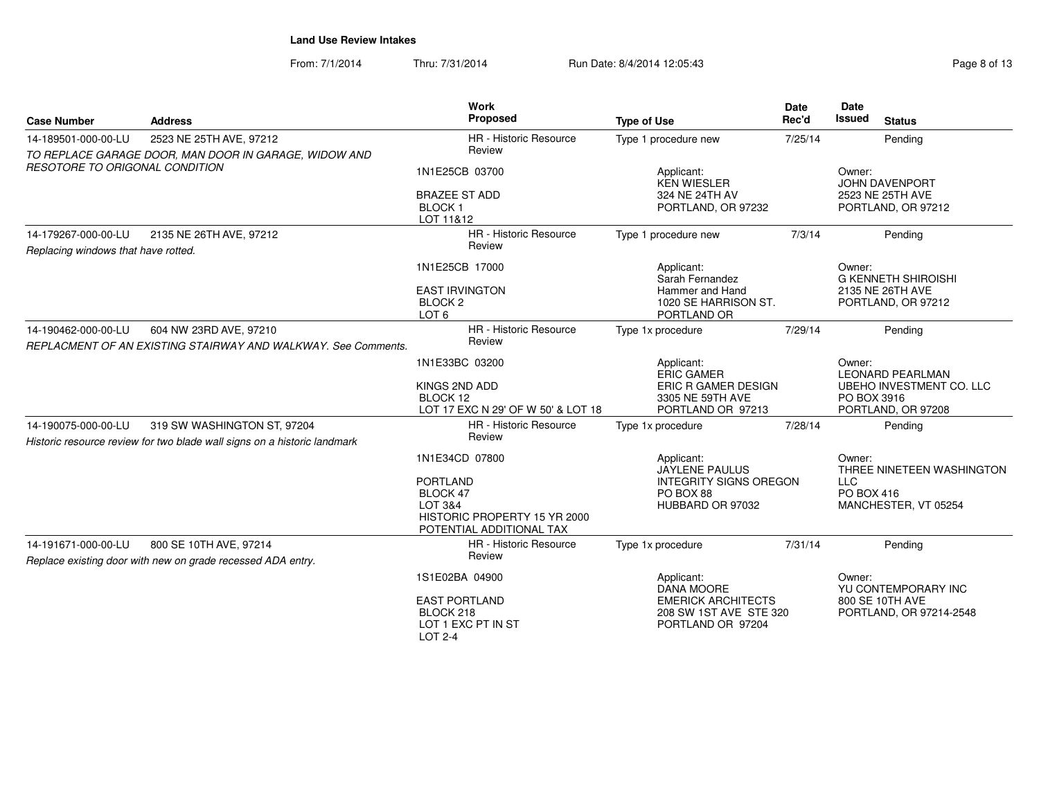**Land Use Review Intakes**

From: 7/1/2014 Thru: 7/31/2014 Run Date: 8/4/2014 12:05:43

| Case Number | Address | Work Proposed | Type of Use | Date Rec'd | Date Issued | Status |
|---|---|---|---|---|---|---|
| 14-189501-000-00-LU | 2523 NE 25TH AVE, 97212 | HR - Historic Resource Review | Type 1 procedure new | 7/25/14 | | Pending |
| *TO REPLACE GARAGE DOOR, MAN DOOR IN GARAGE, WIDOW AND RESOTORE TO ORIGONAL CONDITION* | | 1N1E25CB 03700<br>BRAZEE ST ADD<br>BLOCK 1<br>LOT 11&12 | Applicant:<br>KEN WIESLER<br>324 NE 24TH AV<br>PORTLAND, OR 97232 | | Owner:<br>JOHN DAVENPORT<br>2523 NE 25TH AVE<br>PORTLAND, OR 97212 | |
| 14-179267-000-00-LU | 2135 NE 26TH AVE, 97212 | HR - Historic Resource Review | Type 1 procedure new | 7/3/14 | | Pending |
| *Replacing windows that have rotted.* | | 1N1E25CB 17000<br>EAST IRVINGTON<br>BLOCK 2<br>LOT 6 | Applicant:<br>Sarah Fernandez<br>Hammer and Hand<br>1020 SE HARRISON ST.<br>PORTLAND OR | | Owner:<br>G KENNETH SHIROISHI<br>2135 NE 26TH AVE<br>PORTLAND, OR 97212 | |
| 14-190462-000-00-LU | 604 NW 23RD AVE, 97210 | HR - Historic Resource Review | Type 1x procedure | 7/29/14 | | Pending |
| *REPLACMENT OF AN EXISTING STAIRWAY AND WALKWAY. See Comments.* | | 1N1E33BC 03200<br>KINGS 2ND ADD<br>BLOCK 12<br>LOT 17 EXC N 29' OF W 50' & LOT 18 | Applicant:<br>ERIC GAMER<br>ERIC R GAMER DESIGN<br>3305 NE 59TH AVE<br>PORTLAND OR 97213 | | Owner:<br>LEONARD PEARLMAN<br>UBEHO INVESTMENT CO. LLC<br>PO BOX 3916<br>PORTLAND, OR 97208 | |
| 14-190075-000-00-LU | 319 SW WASHINGTON ST, 97204 | HR - Historic Resource Review | Type 1x procedure | 7/28/14 | | Pending |
| *Historic resource review for two blade wall signs on a historic landmark* | | 1N1E34CD 07800<br>PORTLAND<br>BLOCK 47<br>LOT 3&4<br>HISTORIC PROPERTY 15 YR 2000<br>POTENTIAL ADDITIONAL TAX | Applicant:<br>JAYLENE PAULUS<br>INTEGRITY SIGNS OREGON<br>PO BOX 88<br>HUBBARD OR 97032 | | Owner:<br>THREE NINETEEN WASHINGTON LLC<br>PO BOX 416<br>MANCHESTER, VT 05254 | |
| 14-191671-000-00-LU | 800 SE 10TH AVE, 97214 | HR - Historic Resource Review | Type 1x procedure | 7/31/14 | | Pending |
| *Replace existing door with new on grade recessed ADA entry.* | | 1S1E02BA 04900<br>EAST PORTLAND<br>BLOCK 218<br>LOT 1 EXC PT IN ST<br>LOT 2-4 | Applicant:<br>DANA MOORE<br>EMERICK ARCHITECTS<br>208 SW 1ST AVE STE 320<br>PORTLAND OR 97204 | | Owner:<br>YU CONTEMPORARY INC<br>800 SE 10TH AVE<br>PORTLAND, OR 97214-2548 | |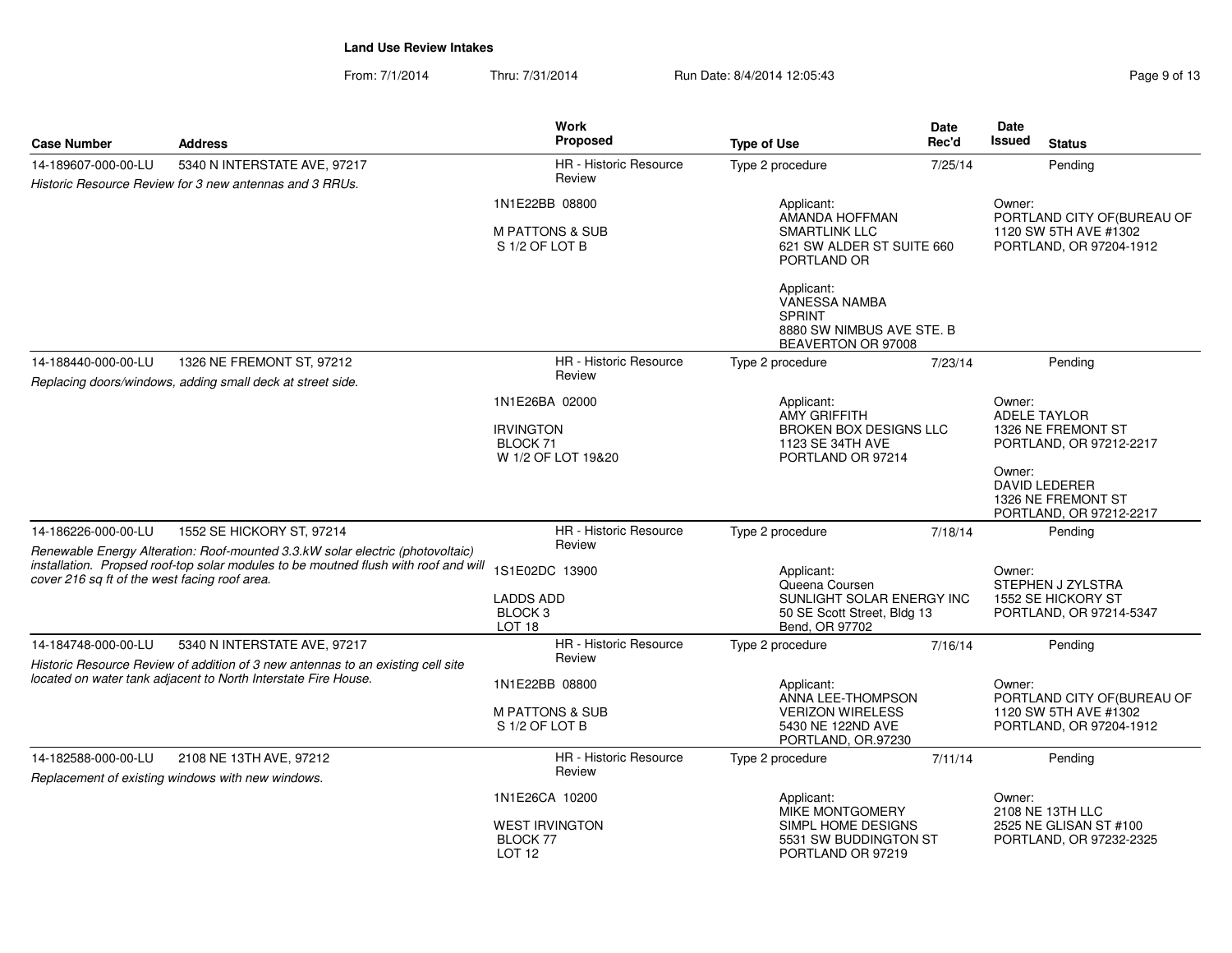# Land Use Review Intakes

From: 7/1/2014 Thru: 7/31/2014 Run Date: 8/4/2014 12:05:43

| Case Number | Address | Work Proposed | Type of Use | Date Rec'd | Date Issued | Status |
|---|---|---|---|---|---|---|
| 14-189607-000-00-LU | 5340 N INTERSTATE AVE, 97217 | HR - Historic Resource Review | Type 2 procedure | 7/25/14 | | Pending |
| *Historic Resource Review for 3 new antennas and 3 RRUs.* | | 1N1E22BB 08800<br><br>M PATTONS & SUB<br>S 1/2 OF LOT B | Applicant:<br>AMANDA HOFFMAN<br>SMARTLINK LLC<br>621 SW ALDER ST SUITE 660<br>PORTLAND OR<br><br>Applicant:<br>VANESSA NAMBA<br>SPRINT<br>8880 SW NIMBUS AVE STE. B<br>BEAVERTON OR 97008 | | Owner:<br>PORTLAND CITY OF(BUREAU OF<br>1120 SW 5TH AVE #1302<br>PORTLAND, OR 97204-1912 | |
| 14-188440-000-00-LU | 1326 NE FREMONT ST, 97212 | HR - Historic Resource Review | Type 2 procedure | 7/23/14 | | Pending |
| *Replacing doors/windows, adding small deck at street side.* | | 1N1E26BA 02000<br><br>IRVINGTON<br>BLOCK 71<br>W 1/2 OF LOT 19&20 | Applicant:<br>AMY GRIFFITH<br>BROKEN BOX DESIGNS LLC<br>1123 SE 34TH AVE<br>PORTLAND OR 97214 | | Owner:<br>ADELE TAYLOR<br>1326 NE FREMONT ST<br>PORTLAND, OR 97212-2217<br><br>Owner:<br>DAVID LEDERER<br>1326 NE FREMONT ST<br>PORTLAND, OR 97212-2217 | |
| 14-186226-000-00-LU | 1552 SE HICKORY ST, 97214 | HR - Historic Resource Review | Type 2 procedure | 7/18/14 | | Pending |
| *Renewable Energy Alteration: Roof-mounted 3.3.kW solar electric (photovoltaic) installation. Propsed roof-top solar modules to be moutned flush with roof and will cover 216 sq ft of the west facing roof area.* | | 1S1E02DC 13900<br><br>LADDS ADD<br>BLOCK 3<br>LOT 18 | Applicant:<br>Queena Coursen<br>SUNLIGHT SOLAR ENERGY INC<br>50 SE Scott Street, Bldg 13<br>Bend, OR 97702 | | Owner:<br>STEPHEN J ZYLSTRA<br>1552 SE HICKORY ST<br>PORTLAND, OR 97214-5347 | |
| 14-184748-000-00-LU | 5340 N INTERSTATE AVE, 97217 | HR - Historic Resource Review | Type 2 procedure | 7/16/14 | | Pending |
| *Historic Resource Review of addition of 3 new antennas to an existing cell site located on water tank adjacent to North Interstate Fire House.* | | 1N1E22BB 08800<br><br>M PATTONS & SUB<br>S 1/2 OF LOT B | Applicant:<br>ANNA LEE-THOMPSON<br>VERIZON WIRELESS<br>5430 NE 122ND AVE<br>PORTLAND, OR.97230 | | Owner:<br>PORTLAND CITY OF(BUREAU OF<br>1120 SW 5TH AVE #1302<br>PORTLAND, OR 97204-1912 | |
| 14-182588-000-00-LU | 2108 NE 13TH AVE, 97212 | HR - Historic Resource Review | Type 2 procedure | 7/11/14 | | Pending |
| *Replacement of existing windows with new windows.* | | 1N1E26CA 10200<br><br>WEST IRVINGTON<br>BLOCK 77<br>LOT 12 | Applicant:<br>MIKE MONTGOMERY<br>SIMPL HOME DESIGNS<br>5531 SW BUDDINGTON ST<br>PORTLAND OR 97219 | | Owner:<br>2108 NE 13TH LLC<br>2525 NE GLISAN ST #100<br>PORTLAND, OR 97232-2325 | |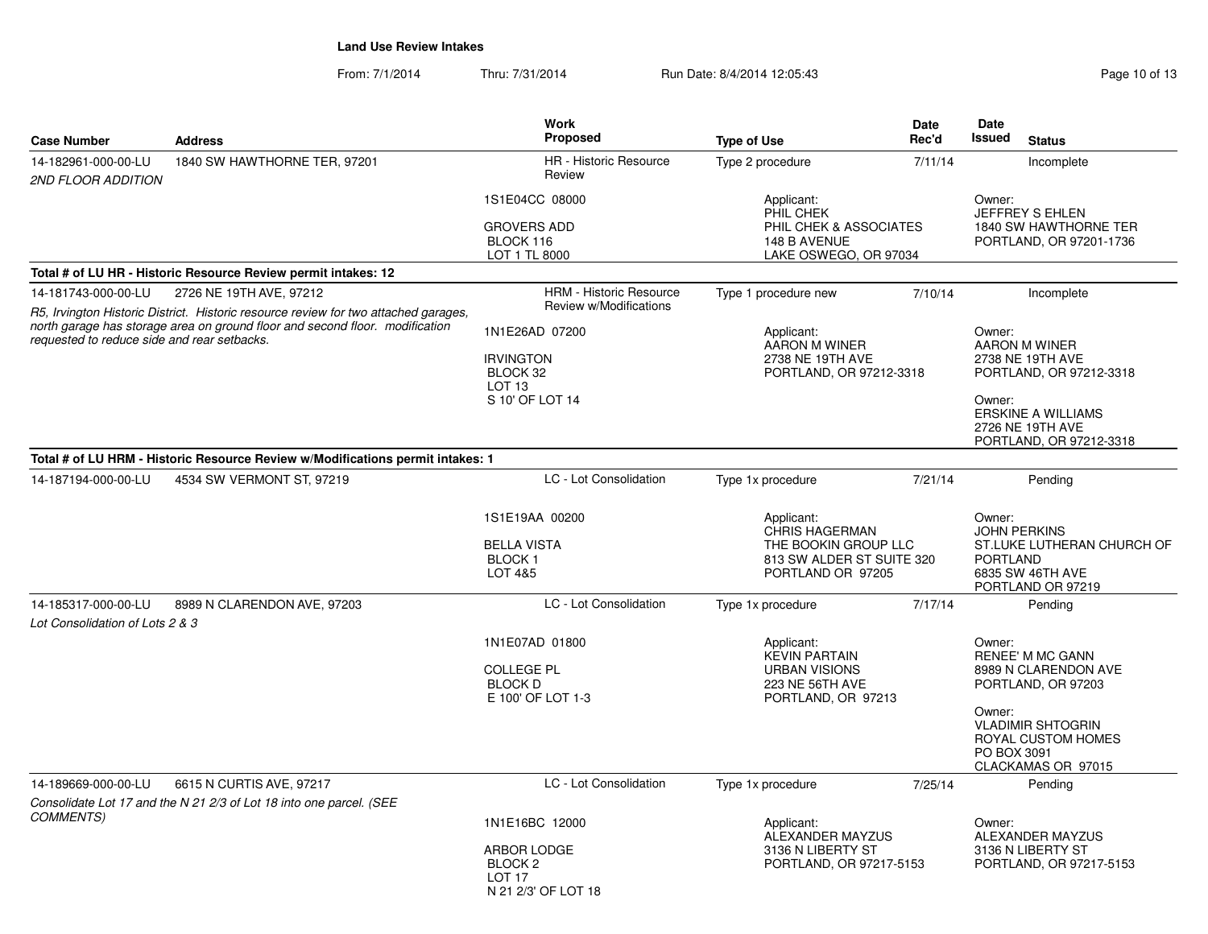**Land Use Review Intakes**

From: 7/1/2014 Thru: 7/31/2014 Run Date: 8/4/2014 12:05:43

| Case Number | Address | Work Proposed | Type of Use | Date Rec'd | Date Issued | Status |
|---|---|---|---|---|---|---|
| 14-182961-000-00-LU | 1840 SW HAWTHORNE TER, 97201 | HR - Historic Resource Review | Type 2 procedure | 7/11/14 | | Incomplete |
| *2ND FLOOR ADDITION* | | 1S1E04CC 08000<br><br>GROVERS ADD<br>BLOCK 116<br>LOT 1 TL 8000 | Applicant:<br>PHIL CHEK<br>PHIL CHEK & ASSOCIATES<br>148 B AVENUE<br>LAKE OSWEGO, OR 97034 | | Owner:<br>JEFFREY S EHLEN<br>1840 SW HAWTHORNE TER<br>PORTLAND, OR 97201-1736 | |
| **Total # of LU HR - Historic Resource Review permit intakes: 12** | | | | | | |
| 14-181743-000-00-LU | 2726 NE 19TH AVE, 97212 | HRM - Historic Resource Review w/Modifications | Type 1 procedure new | 7/10/14 | | Incomplete |
| *R5, Irvington Historic District. Historic resource review for two attached garages, north garage has storage area on ground floor and second floor. modification requested to reduce side and rear setbacks.* | | 1N1E26AD 07200<br><br>IRVINGTON<br>BLOCK 32<br>LOT 13<br>S 10' OF LOT 14 | Applicant:<br>AARON M WINER<br>2738 NE 19TH AVE<br>PORTLAND, OR 97212-3318 | | Owner:<br>AARON M WINER<br>2738 NE 19TH AVE<br>PORTLAND, OR 97212-3318<br><br>Owner:<br>ERSKINE A WILLIAMS<br>2726 NE 19TH AVE<br>PORTLAND, OR 97212-3318 | |
| **Total # of LU HRM - Historic Resource Review w/Modifications permit intakes: 1** | | | | | | |
| 14-187194-000-00-LU | 4534 SW VERMONT ST, 97219 | LC - Lot Consolidation | Type 1x procedure | 7/21/14 | | Pending |
| | | 1S1E19AA 00200<br><br>BELLA VISTA<br>BLOCK 1<br>LOT 4&5 | Applicant:<br>CHRIS HAGERMAN<br>THE BOOKIN GROUP LLC<br>813 SW ALDER ST SUITE 320<br>PORTLAND OR 97205 | | Owner:<br>JOHN PERKINS<br>ST.LUKE LUTHERAN CHURCH OF PORTLAND<br>6835 SW 46TH AVE<br>PORTLAND OR 97219 | |
| 14-185317-000-00-LU | 8989 N CLARENDON AVE, 97203 | LC - Lot Consolidation | Type 1x procedure | 7/17/14 | | Pending |
| *Lot Consolidation of Lots 2 & 3* | | 1N1E07AD 01800<br><br>COLLEGE PL<br>BLOCK D<br>E 100' OF LOT 1-3 | Applicant:<br>KEVIN PARTAIN<br>URBAN VISIONS<br>223 NE 56TH AVE<br>PORTLAND, OR 97213 | | Owner:<br>RENEE' M MC GANN<br>8989 N CLARENDON AVE<br>PORTLAND, OR 97203<br><br>Owner:<br>VLADIMIR SHTOGRIN<br>ROYAL CUSTOM HOMES<br>PO BOX 3091<br>CLACKAMAS OR 97015 | |
| 14-189669-000-00-LU | 6615 N CURTIS AVE, 97217 | LC - Lot Consolidation | Type 1x procedure | 7/25/14 | | Pending |
| *Consolidate Lot 17 and the N 21 2/3 of Lot 18 into one parcel. (SEE COMMENTS)* | | 1N1E16BC 12000<br><br>ARBOR LODGE<br>BLOCK 2<br>LOT 17<br>N 21 2/3' OF LOT 18 | Applicant:<br>ALEXANDER MAYZUS<br>3136 N LIBERTY ST<br>PORTLAND, OR 97217-5153 | | Owner:<br>ALEXANDER MAYZUS<br>3136 N LIBERTY ST<br>PORTLAND, OR 97217-5153 | |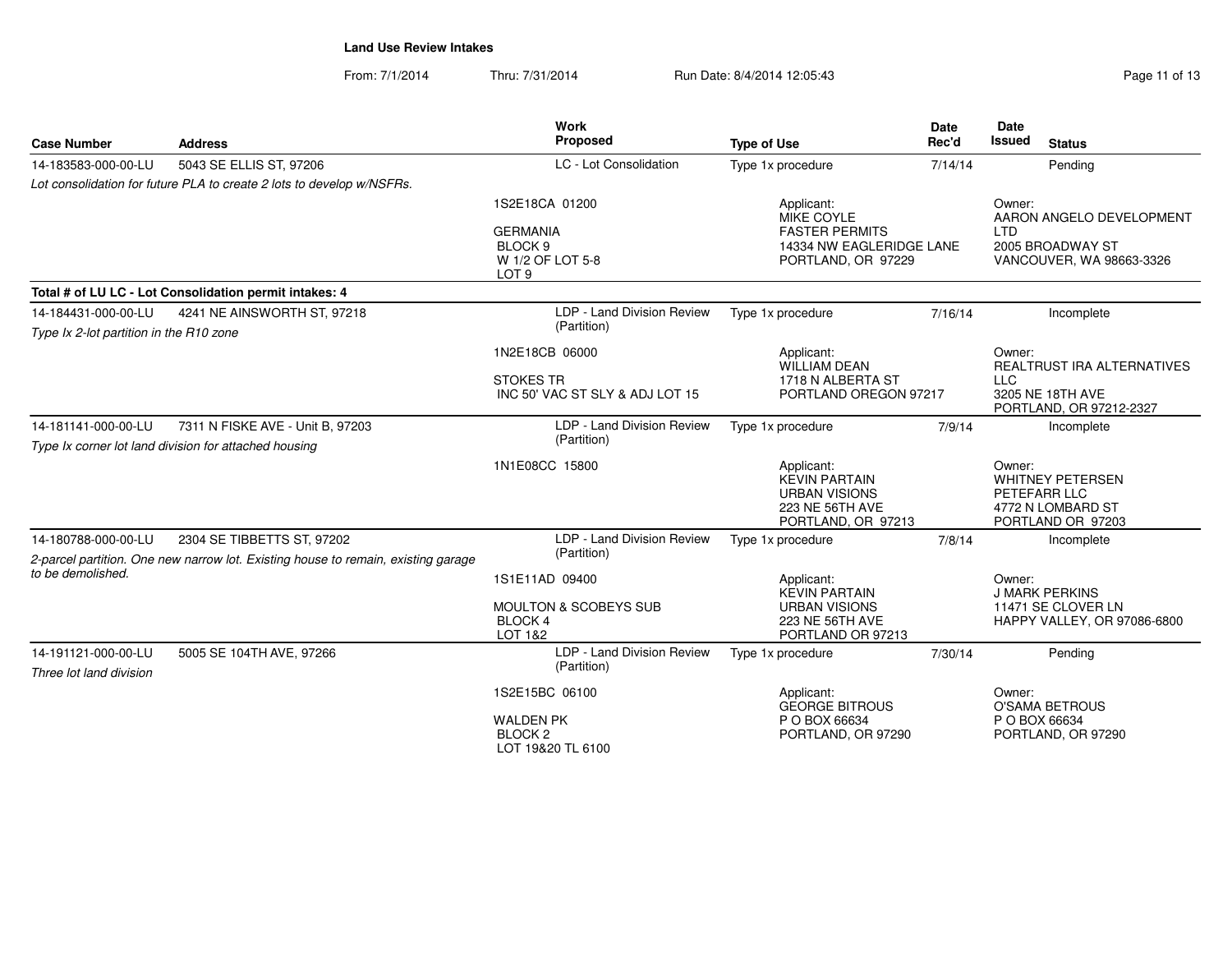**Land Use Review Intakes**

From: 7/1/2014 Thru: 7/31/2014 Run Date: 8/4/2014 12:05:43

| Case Number | Address | Work Proposed | Type of Use | Date Rec'd | Date Issued | Status |
|---|---|---|---|---|---|---|
| 14-183583-000-00-LU | 5043 SE ELLIS ST, 97206 | LC - Lot Consolidation | Type 1x procedure | 7/14/14 | | Pending |
| *Lot consolidation for future PLA to create 2 lots to develop w/NSFRs.* | | 1S2E18CA 01200<br>GERMANIA<br>BLOCK 9<br>W 1/2 OF LOT 5-8<br>LOT 9 | Applicant:<br>MIKE COYLE<br>FASTER PERMITS<br>14334 NW EAGLERIDGE LANE<br>PORTLAND, OR 97229 | | Owner:<br>AARON ANGELO DEVELOPMENT LTD<br>2005 BROADWAY ST<br>VANCOUVER, WA 98663-3326 | |
| **Total # of LU LC - Lot Consolidation permit intakes: 4** | | | | | | |
| 14-184431-000-00-LU | 4241 NE AINSWORTH ST, 97218 | LDP - Land Division Review (Partition) | Type 1x procedure | 7/16/14 | | Incomplete |
| *Type Ix 2-lot partition in the R10 zone* | | 1N2E18CB 06000<br>STOKES TR<br>INC 50' VAC ST SLY & ADJ LOT 15 | Applicant:<br>WILLIAM DEAN<br>1718 N ALBERTA ST<br>PORTLAND OREGON 97217 | | Owner:<br>REALTRUST IRA ALTERNATIVES LLC<br>3205 NE 18TH AVE<br>PORTLAND, OR 97212-2327 | |
| 14-181141-000-00-LU | 7311 N FISKE AVE - Unit B, 97203 | LDP - Land Division Review (Partition) | Type 1x procedure | 7/9/14 | | Incomplete |
| *Type Ix corner lot land division for attached housing* | | 1N1E08CC 15800 | Applicant:<br>KEVIN PARTAIN<br>URBAN VISIONS<br>223 NE 56TH AVE<br>PORTLAND, OR 97213 | | Owner:<br>WHITNEY PETERSEN<br>PETEFARR LLC<br>4772 N LOMBARD ST<br>PORTLAND OR 97203 | |
| 14-180788-000-00-LU | 2304 SE TIBBETTS ST, 97202 | LDP - Land Division Review (Partition) | Type 1x procedure | 7/8/14 | | Incomplete |
| *2-parcel partition. One new narrow lot. Existing house to remain, existing garage to be demolished.* | | 1S1E11AD 09400<br>MOULTON & SCOBEYS SUB<br>BLOCK 4<br>LOT 1&2 | Applicant:<br>KEVIN PARTAIN<br>URBAN VISIONS<br>223 NE 56TH AVE<br>PORTLAND OR 97213 | | Owner:<br>J MARK PERKINS<br>11471 SE CLOVER LN<br>HAPPY VALLEY, OR 97086-6800 | |
| 14-191121-000-00-LU | 5005 SE 104TH AVE, 97266 | LDP - Land Division Review (Partition) | Type 1x procedure | 7/30/14 | | Pending |
| *Three lot land division* | | 1S2E15BC 06100<br>WALDEN PK<br>BLOCK 2<br>LOT 19&20 TL 6100 | Applicant:<br>GEORGE BITROUS<br>P O BOX 66634<br>PORTLAND, OR 97290 | | Owner:<br>O'SAMA BETROUS<br>P O BOX 66634<br>PORTLAND, OR 97290 | |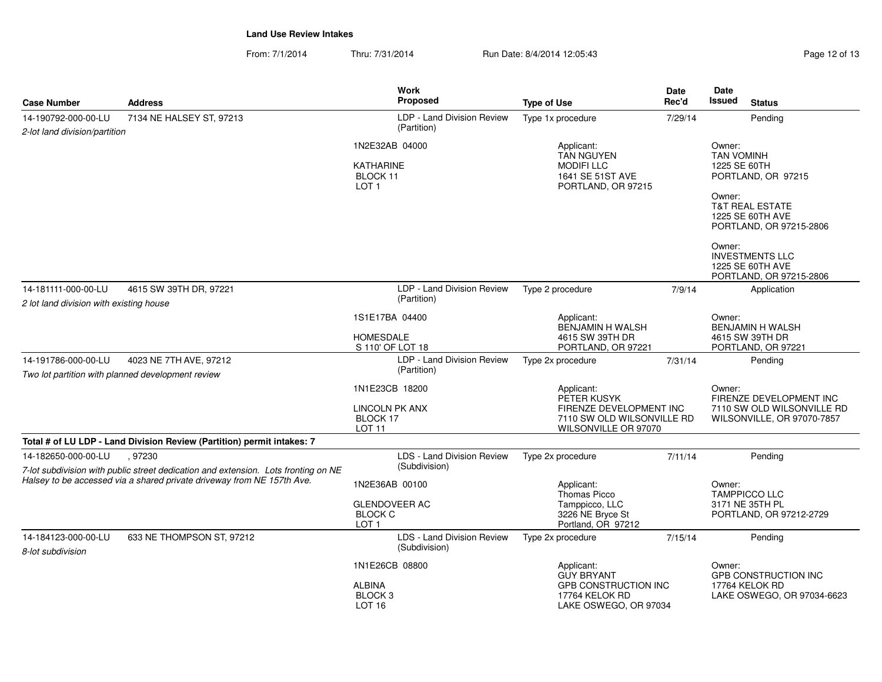**Land Use Review Intakes**

From: 7/1/2014 Thru: 7/31/2014 Run Date: 8/4/2014 12:05:43

| Case Number | Address | Work Proposed | Type of Use | Date Rec'd | Date Issued | Status |
|---|---|---|---|---|---|---|
| 14-190792-000-00-LU | 7134 NE HALSEY ST, 97213 | LDP - Land Division Review (Partition) | Type 1x procedure | 7/29/14 | | Pending |
| *2-lot land division/partition* | | 1N2E32AB 04000<br><br>KATHARINE<br>BLOCK 11<br>LOT 1 | Applicant:<br>TAN NGUYEN<br>MODIFI LLC<br>1641 SE 51ST AVE<br>PORTLAND, OR 97215 | | Owner:<br>TAN VOMINH<br>1225 SE 60TH<br>PORTLAND, OR 97215<br><br>Owner:<br>T&T REAL ESTATE<br>1225 SE 60TH AVE<br>PORTLAND, OR 97215-2806<br><br>Owner:<br>INVESTMENTS LLC<br>1225 SE 60TH AVE<br>PORTLAND, OR 97215-2806 | |
| 14-181111-000-00-LU | 4615 SW 39TH DR, 97221 | LDP - Land Division Review (Partition) | Type 2 procedure | 7/9/14 | | Application |
| *2 lot land division with existing house* | | 1S1E17BA 04400<br><br>HOMESDALE<br>S 110' OF LOT 18 | Applicant:<br>BENJAMIN H WALSH<br>4615 SW 39TH DR<br>PORTLAND, OR 97221 | | Owner:<br>BENJAMIN H WALSH<br>4615 SW 39TH DR<br>PORTLAND, OR 97221 | |
| 14-191786-000-00-LU | 4023 NE 7TH AVE, 97212 | LDP - Land Division Review (Partition) | Type 2x procedure | 7/31/14 | | Pending |
| *Two lot partition with planned development review* | | 1N1E23CB 18200<br><br>LINCOLN PK ANX<br>BLOCK 17<br>LOT 11 | Applicant:<br>PETER KUSYK<br>FIRENZE DEVELOPMENT INC<br>7110 SW OLD WILSONVILLE RD<br>WILSONVILLE OR 97070 | | Owner:<br>FIRENZE DEVELOPMENT INC<br>7110 SW OLD WILSONVILLE RD<br>WILSONVILLE, OR 97070-7857 | |
| **Total # of LU LDP - Land Division Review (Partition) permit intakes: 7** | | | | | | |
| 14-182650-000-00-LU | , 97230 | LDS - Land Division Review (Subdivision) | Type 2x procedure | 7/11/14 | | Pending |
| *7-lot subdivision with public street dedication and extension. Lots fronting on NE Halsey to be accessed via a shared private driveway from NE 157th Ave.* | | 1N2E36AB 00100<br><br>GLENDOVEER AC<br>BLOCK C<br>LOT 1 | Applicant:<br>Thomas Picco<br>Tamppicco, LLC<br>3226 NE Bryce St<br>Portland, OR 97212 | | Owner:<br>TAMPPICCO LLC<br>3171 NE 35TH PL<br>PORTLAND, OR 97212-2729 | |
| 14-184123-000-00-LU | 633 NE THOMPSON ST, 97212 | LDS - Land Division Review (Subdivision) | Type 2x procedure | 7/15/14 | | Pending |
| *8-lot subdivision* | | 1N1E26CB 08800<br><br>ALBINA<br>BLOCK 3<br>LOT 16 | Applicant:<br>GUY BRYANT<br>GPB CONSTRUCTION INC<br>17764 KELOK RD<br>LAKE OSWEGO, OR 97034 | | Owner:<br>GPB CONSTRUCTION INC<br>17764 KELOK RD<br>LAKE OSWEGO, OR 97034-6623 | |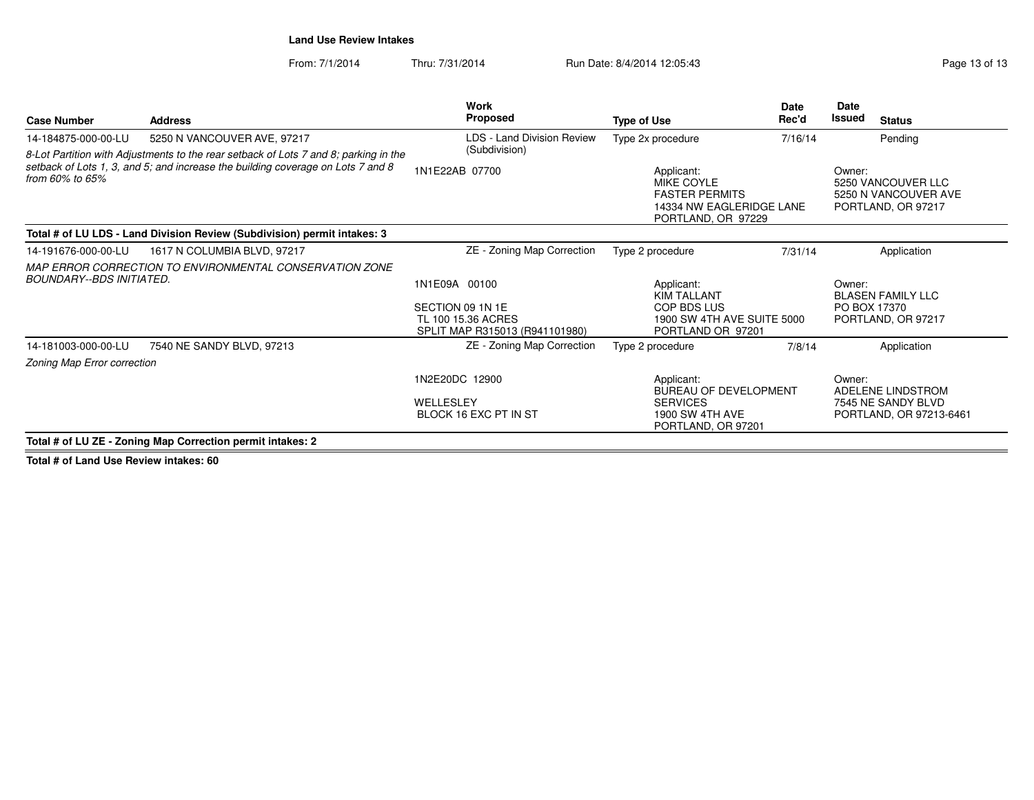## Land Use Review Intakes

From: 7/1/2014 Thru: 7/31/2014 Run Date: 8/4/2014 12:05:43

| Case Number | Address | Work Proposed | Type of Use | Date Rec'd | Date Issued | Status |
|---|---|---|---|---|---|---|
| 14-184875-000-00-LU | 5250 N VANCOUVER AVE, 97217 | LDS - Land Division Review (Subdivision) | Type 2x procedure | 7/16/14 | | Pending |
| *8-Lot Partition with Adjustments to the rear setback of Lots 7 and 8; parking in the setback of Lots 1, 3, and 5; and increase the building coverage on Lots 7 and 8 from 60% to 65%* | | 1N1E22AB 07700 | Applicant: MIKE COYLE FASTER PERMITS 14334 NW EAGLERIDGE LANE PORTLAND, OR 97229 | | Owner: 5250 VANCOUVER LLC 5250 N VANCOUVER AVE PORTLAND, OR 97217 | |
| **Total # of LU LDS - Land Division Review (Subdivision) permit intakes: 3** | | | | | | |
| 14-191676-000-00-LU | 1617 N COLUMBIA BLVD, 97217 | ZE - Zoning Map Correction | Type 2 procedure | 7/31/14 | | Application |
| *MAP ERROR CORRECTION TO ENVIRONMENTAL CONSERVATION ZONE BOUNDARY--BDS INITIATED.* | | 1N1E09A 00100 SECTION 09 1N 1E TL 100 15.36 ACRES SPLIT MAP R315013 (R941101980) | Applicant: KIM TALLANT COP BDS LUS 1900 SW 4TH AVE SUITE 5000 PORTLAND OR 97201 | | Owner: BLASEN FAMILY LLC PO BOX 17370 PORTLAND, OR 97217 | |
| 14-181003-000-00-LU | 7540 NE SANDY BLVD, 97213 | ZE - Zoning Map Correction | Type 2 procedure | 7/8/14 | | Application |
| *Zoning Map Error correction* | | 1N2E20DC 12900 WELLESLEY BLOCK 16 EXC PT IN ST | Applicant: BUREAU OF DEVELOPMENT SERVICES 1900 SW 4TH AVE PORTLAND, OR 97201 | | Owner: ADELENE LINDSTROM 7545 NE SANDY BLVD PORTLAND, OR 97213-6461 | |
| **Total # of LU ZE - Zoning Map Correction permit intakes: 2** | | | | | | |

**Total # of Land Use Review intakes: 60**